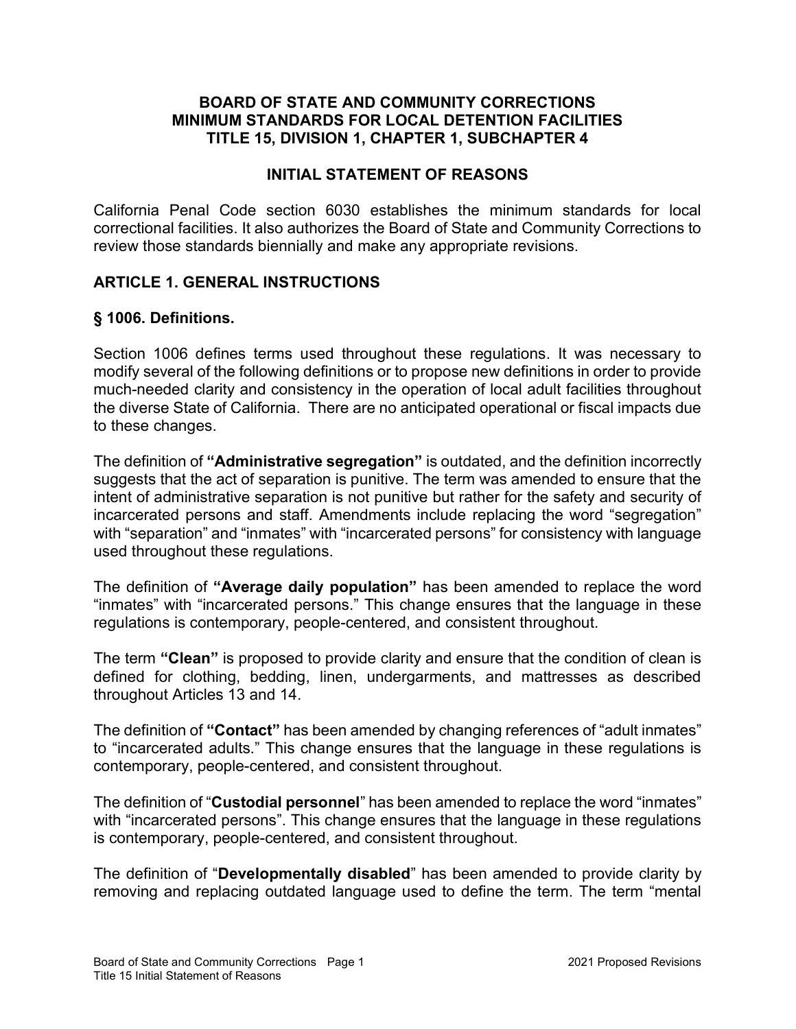**BOARD OF STATE AND COMMUNITY CORRECTIONS**
**MINIMUM STANDARDS FOR LOCAL DETENTION FACILITIES**
**TITLE 15, DIVISION 1, CHAPTER 1, SUBCHAPTER 4**

**INITIAL STATEMENT OF REASONS**

California Penal Code section 6030 establishes the minimum standards for local correctional facilities. It also authorizes the Board of State and Community Corrections to review those standards biennially and make any appropriate revisions.

## ARTICLE 1. GENERAL INSTRUCTIONS

### § 1006. Definitions.

Section 1006 defines terms used throughout these regulations. It was necessary to modify several of the following definitions or to propose new definitions in order to provide much-needed clarity and consistency in the operation of local adult facilities throughout the diverse State of California. There are no anticipated operational or fiscal impacts due to these changes.

The definition of **"Administrative segregation"** is outdated, and the definition incorrectly suggests that the act of separation is punitive. The term was amended to ensure that the intent of administrative separation is not punitive but rather for the safety and security of incarcerated persons and staff. Amendments include replacing the word "segregation" with "separation" and "inmates" with "incarcerated persons" for consistency with language used throughout these regulations.

The definition of **"Average daily population"** has been amended to replace the word "inmates" with "incarcerated persons." This change ensures that the language in these regulations is contemporary, people-centered, and consistent throughout.

The term **"Clean"** is proposed to provide clarity and ensure that the condition of clean is defined for clothing, bedding, linen, undergarments, and mattresses as described throughout Articles 13 and 14.

The definition of **"Contact"** has been amended by changing references of "adult inmates" to "incarcerated adults." This change ensures that the language in these regulations is contemporary, people-centered, and consistent throughout.

The definition of "**Custodial personnel**" has been amended to replace the word "inmates" with "incarcerated persons". This change ensures that the language in these regulations is contemporary, people-centered, and consistent throughout.

The definition of "**Developmentally disabled**" has been amended to provide clarity by removing and replacing outdated language used to define the term. The term "mental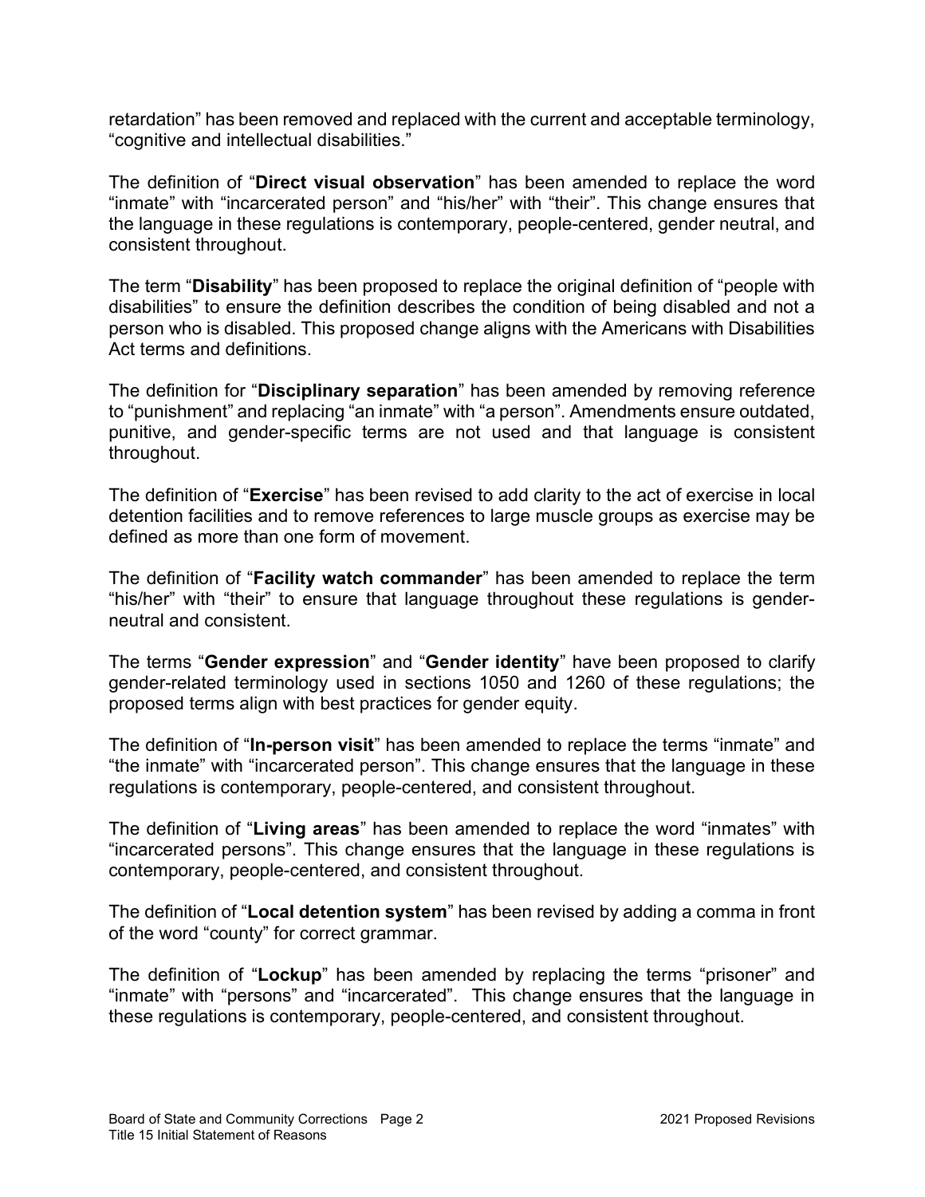retardation" has been removed and replaced with the current and acceptable terminology, "cognitive and intellectual disabilities."

The definition of "**Direct visual observation**" has been amended to replace the word "inmate" with "incarcerated person" and "his/her" with "their". This change ensures that the language in these regulations is contemporary, people-centered, gender neutral, and consistent throughout.

The term "**Disability**" has been proposed to replace the original definition of "people with disabilities" to ensure the definition describes the condition of being disabled and not a person who is disabled. This proposed change aligns with the Americans with Disabilities Act terms and definitions.

The definition for "**Disciplinary separation**" has been amended by removing reference to "punishment" and replacing "an inmate" with "a person". Amendments ensure outdated, punitive, and gender-specific terms are not used and that language is consistent throughout.

The definition of "**Exercise**" has been revised to add clarity to the act of exercise in local detention facilities and to remove references to large muscle groups as exercise may be defined as more than one form of movement.

The definition of "**Facility watch commander**" has been amended to replace the term "his/her" with "their" to ensure that language throughout these regulations is gender-neutral and consistent.

The terms "**Gender expression**" and "**Gender identity**" have been proposed to clarify gender-related terminology used in sections 1050 and 1260 of these regulations; the proposed terms align with best practices for gender equity.

The definition of "**In-person visit**" has been amended to replace the terms "inmate" and "the inmate" with "incarcerated person". This change ensures that the language in these regulations is contemporary, people-centered, and consistent throughout.

The definition of "**Living areas**" has been amended to replace the word "inmates" with "incarcerated persons". This change ensures that the language in these regulations is contemporary, people-centered, and consistent throughout.

The definition of "**Local detention system**" has been revised by adding a comma in front of the word "county" for correct grammar.

The definition of "**Lockup**" has been amended by replacing the terms "prisoner" and "inmate" with "persons" and "incarcerated". This change ensures that the language in these regulations is contemporary, people-centered, and consistent throughout.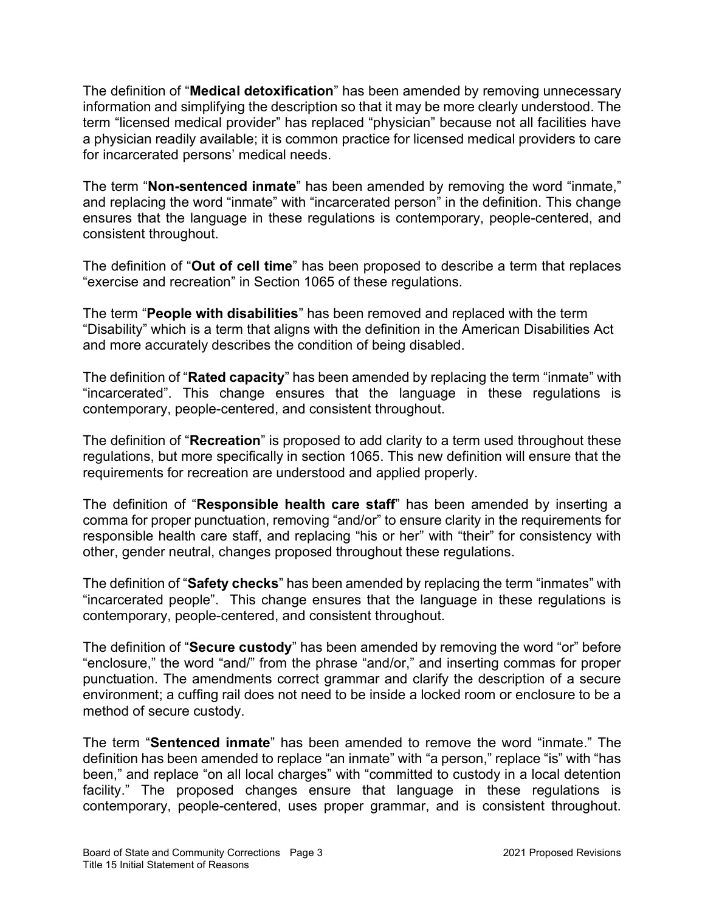The definition of "**Medical detoxification**" has been amended by removing unnecessary information and simplifying the description so that it may be more clearly understood. The term "licensed medical provider" has replaced "physician" because not all facilities have a physician readily available; it is common practice for licensed medical providers to care for incarcerated persons' medical needs.

The term "**Non-sentenced inmate**" has been amended by removing the word "inmate," and replacing the word "inmate" with "incarcerated person" in the definition. This change ensures that the language in these regulations is contemporary, people-centered, and consistent throughout.

The definition of "**Out of cell time**" has been proposed to describe a term that replaces "exercise and recreation" in Section 1065 of these regulations.

The term "**People with disabilities**" has been removed and replaced with the term "Disability" which is a term that aligns with the definition in the American Disabilities Act and more accurately describes the condition of being disabled.

The definition of "**Rated capacity**" has been amended by replacing the term "inmate" with "incarcerated". This change ensures that the language in these regulations is contemporary, people-centered, and consistent throughout.

The definition of "**Recreation**" is proposed to add clarity to a term used throughout these regulations, but more specifically in section 1065. This new definition will ensure that the requirements for recreation are understood and applied properly.

The definition of "**Responsible health care staff**" has been amended by inserting a comma for proper punctuation, removing "and/or" to ensure clarity in the requirements for responsible health care staff, and replacing "his or her" with "their" for consistency with other, gender neutral, changes proposed throughout these regulations.

The definition of "**Safety checks**" has been amended by replacing the term "inmates" with "incarcerated people". This change ensures that the language in these regulations is contemporary, people-centered, and consistent throughout.

The definition of "**Secure custody**" has been amended by removing the word "or" before "enclosure," the word "and/" from the phrase "and/or," and inserting commas for proper punctuation. The amendments correct grammar and clarify the description of a secure environment; a cuffing rail does not need to be inside a locked room or enclosure to be a method of secure custody.

The term "**Sentenced inmate**" has been amended to remove the word "inmate." The definition has been amended to replace "an inmate" with "a person," replace "is" with "has been," and replace "on all local charges" with "committed to custody in a local detention facility." The proposed changes ensure that language in these regulations is contemporary, people-centered, uses proper grammar, and is consistent throughout.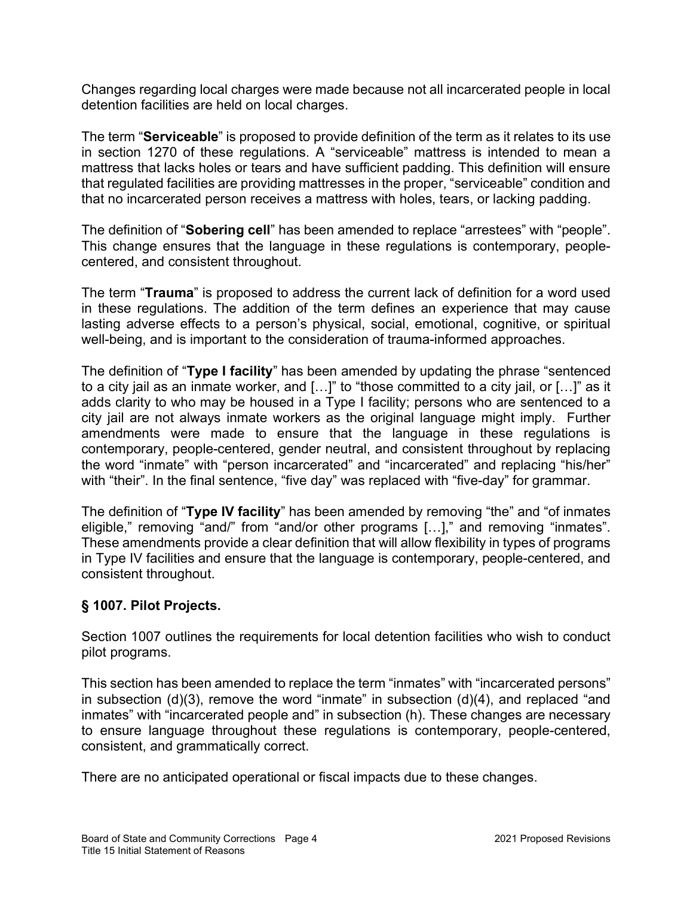Changes regarding local charges were made because not all incarcerated people in local detention facilities are held on local charges.

The term "**Serviceable**" is proposed to provide definition of the term as it relates to its use in section 1270 of these regulations. A "serviceable" mattress is intended to mean a mattress that lacks holes or tears and have sufficient padding. This definition will ensure that regulated facilities are providing mattresses in the proper, "serviceable" condition and that no incarcerated person receives a mattress with holes, tears, or lacking padding.

The definition of "**Sobering cell**" has been amended to replace "arrestees" with "people". This change ensures that the language in these regulations is contemporary, people-centered, and consistent throughout.

The term "**Trauma**" is proposed to address the current lack of definition for a word used in these regulations. The addition of the term defines an experience that may cause lasting adverse effects to a person's physical, social, emotional, cognitive, or spiritual well-being, and is important to the consideration of trauma-informed approaches.

The definition of "**Type I facility**" has been amended by updating the phrase "sentenced to a city jail as an inmate worker, and […]" to "those committed to a city jail, or […]" as it adds clarity to who may be housed in a Type I facility; persons who are sentenced to a city jail are not always inmate workers as the original language might imply. Further amendments were made to ensure that the language in these regulations is contemporary, people-centered, gender neutral, and consistent throughout by replacing the word "inmate" with "person incarcerated" and "incarcerated" and replacing "his/her" with "their". In the final sentence, "five day" was replaced with "five-day" for grammar.

The definition of "**Type IV facility**" has been amended by removing "the" and "of inmates eligible," removing "and/" from "and/or other programs […]," and removing "inmates". These amendments provide a clear definition that will allow flexibility in types of programs in Type IV facilities and ensure that the language is contemporary, people-centered, and consistent throughout.

### § 1007. Pilot Projects.

Section 1007 outlines the requirements for local detention facilities who wish to conduct pilot programs.

This section has been amended to replace the term "inmates" with "incarcerated persons" in subsection (d)(3), remove the word "inmate" in subsection (d)(4), and replaced "and inmates" with "incarcerated people and" in subsection (h). These changes are necessary to ensure language throughout these regulations is contemporary, people-centered, consistent, and grammatically correct.

There are no anticipated operational or fiscal impacts due to these changes.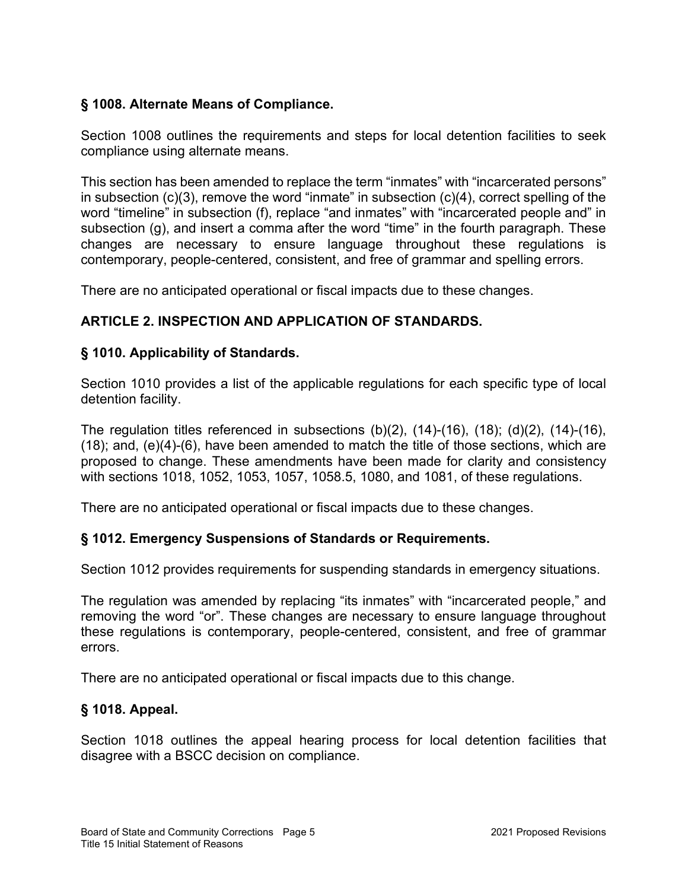### § 1008. Alternate Means of Compliance.

Section 1008 outlines the requirements and steps for local detention facilities to seek compliance using alternate means.

This section has been amended to replace the term "inmates" with "incarcerated persons" in subsection (c)(3), remove the word "inmate" in subsection (c)(4), correct spelling of the word "timeline" in subsection (f), replace "and inmates" with "incarcerated people and" in subsection (g), and insert a comma after the word "time" in the fourth paragraph. These changes are necessary to ensure language throughout these regulations is contemporary, people-centered, consistent, and free of grammar and spelling errors.

There are no anticipated operational or fiscal impacts due to these changes.

## ARTICLE 2. INSPECTION AND APPLICATION OF STANDARDS.

### § 1010. Applicability of Standards.

Section 1010 provides a list of the applicable regulations for each specific type of local detention facility.

The regulation titles referenced in subsections (b)(2), (14)-(16), (18); (d)(2), (14)-(16), (18); and, (e)(4)-(6), have been amended to match the title of those sections, which are proposed to change. These amendments have been made for clarity and consistency with sections 1018, 1052, 1053, 1057, 1058.5, 1080, and 1081, of these regulations.

There are no anticipated operational or fiscal impacts due to these changes.

### § 1012. Emergency Suspensions of Standards or Requirements.

Section 1012 provides requirements for suspending standards in emergency situations.

The regulation was amended by replacing "its inmates" with "incarcerated people," and removing the word "or". These changes are necessary to ensure language throughout these regulations is contemporary, people-centered, consistent, and free of grammar errors.

There are no anticipated operational or fiscal impacts due to this change.

### § 1018. Appeal.

Section 1018 outlines the appeal hearing process for local detention facilities that disagree with a BSCC decision on compliance.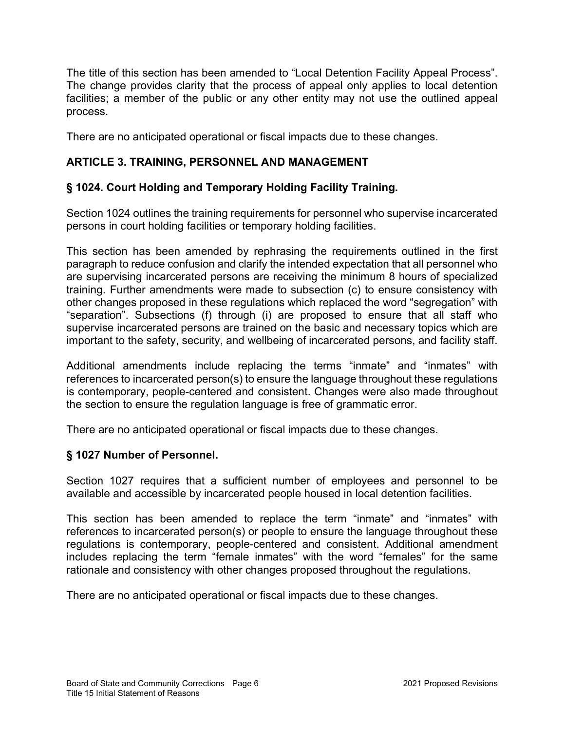The title of this section has been amended to "Local Detention Facility Appeal Process". The change provides clarity that the process of appeal only applies to local detention facilities; a member of the public or any other entity may not use the outlined appeal process.

There are no anticipated operational or fiscal impacts due to these changes.

## ARTICLE 3. TRAINING, PERSONNEL AND MANAGEMENT

### § 1024. Court Holding and Temporary Holding Facility Training.

Section 1024 outlines the training requirements for personnel who supervise incarcerated persons in court holding facilities or temporary holding facilities.

This section has been amended by rephrasing the requirements outlined in the first paragraph to reduce confusion and clarify the intended expectation that all personnel who are supervising incarcerated persons are receiving the minimum 8 hours of specialized training. Further amendments were made to subsection (c) to ensure consistency with other changes proposed in these regulations which replaced the word "segregation" with "separation". Subsections (f) through (i) are proposed to ensure that all staff who supervise incarcerated persons are trained on the basic and necessary topics which are important to the safety, security, and wellbeing of incarcerated persons, and facility staff.

Additional amendments include replacing the terms "inmate" and "inmates" with references to incarcerated person(s) to ensure the language throughout these regulations is contemporary, people-centered and consistent. Changes were also made throughout the section to ensure the regulation language is free of grammatic error.

There are no anticipated operational or fiscal impacts due to these changes.

### § 1027 Number of Personnel.

Section 1027 requires that a sufficient number of employees and personnel to be available and accessible by incarcerated people housed in local detention facilities.

This section has been amended to replace the term "inmate" and "inmates" with references to incarcerated person(s) or people to ensure the language throughout these regulations is contemporary, people-centered and consistent. Additional amendment includes replacing the term "female inmates" with the word "females" for the same rationale and consistency with other changes proposed throughout the regulations.

There are no anticipated operational or fiscal impacts due to these changes.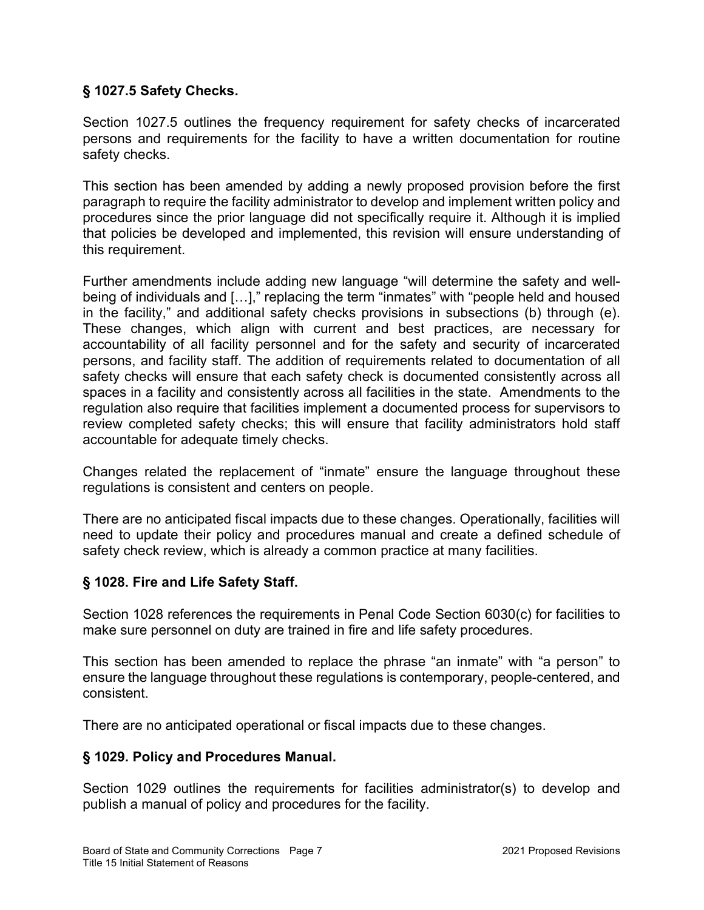### § 1027.5 Safety Checks.

Section 1027.5 outlines the frequency requirement for safety checks of incarcerated persons and requirements for the facility to have a written documentation for routine safety checks.

This section has been amended by adding a newly proposed provision before the first paragraph to require the facility administrator to develop and implement written policy and procedures since the prior language did not specifically require it. Although it is implied that policies be developed and implemented, this revision will ensure understanding of this requirement.

Further amendments include adding new language "will determine the safety and well-being of individuals and […]," replacing the term "inmates" with "people held and housed in the facility," and additional safety checks provisions in subsections (b) through (e). These changes, which align with current and best practices, are necessary for accountability of all facility personnel and for the safety and security of incarcerated persons, and facility staff. The addition of requirements related to documentation of all safety checks will ensure that each safety check is documented consistently across all spaces in a facility and consistently across all facilities in the state. Amendments to the regulation also require that facilities implement a documented process for supervisors to review completed safety checks; this will ensure that facility administrators hold staff accountable for adequate timely checks.

Changes related the replacement of "inmate" ensure the language throughout these regulations is consistent and centers on people.

There are no anticipated fiscal impacts due to these changes. Operationally, facilities will need to update their policy and procedures manual and create a defined schedule of safety check review, which is already a common practice at many facilities.

### § 1028. Fire and Life Safety Staff.

Section 1028 references the requirements in Penal Code Section 6030(c) for facilities to make sure personnel on duty are trained in fire and life safety procedures.

This section has been amended to replace the phrase "an inmate" with "a person" to ensure the language throughout these regulations is contemporary, people-centered, and consistent.

There are no anticipated operational or fiscal impacts due to these changes.

### § 1029. Policy and Procedures Manual.

Section 1029 outlines the requirements for facilities administrator(s) to develop and publish a manual of policy and procedures for the facility.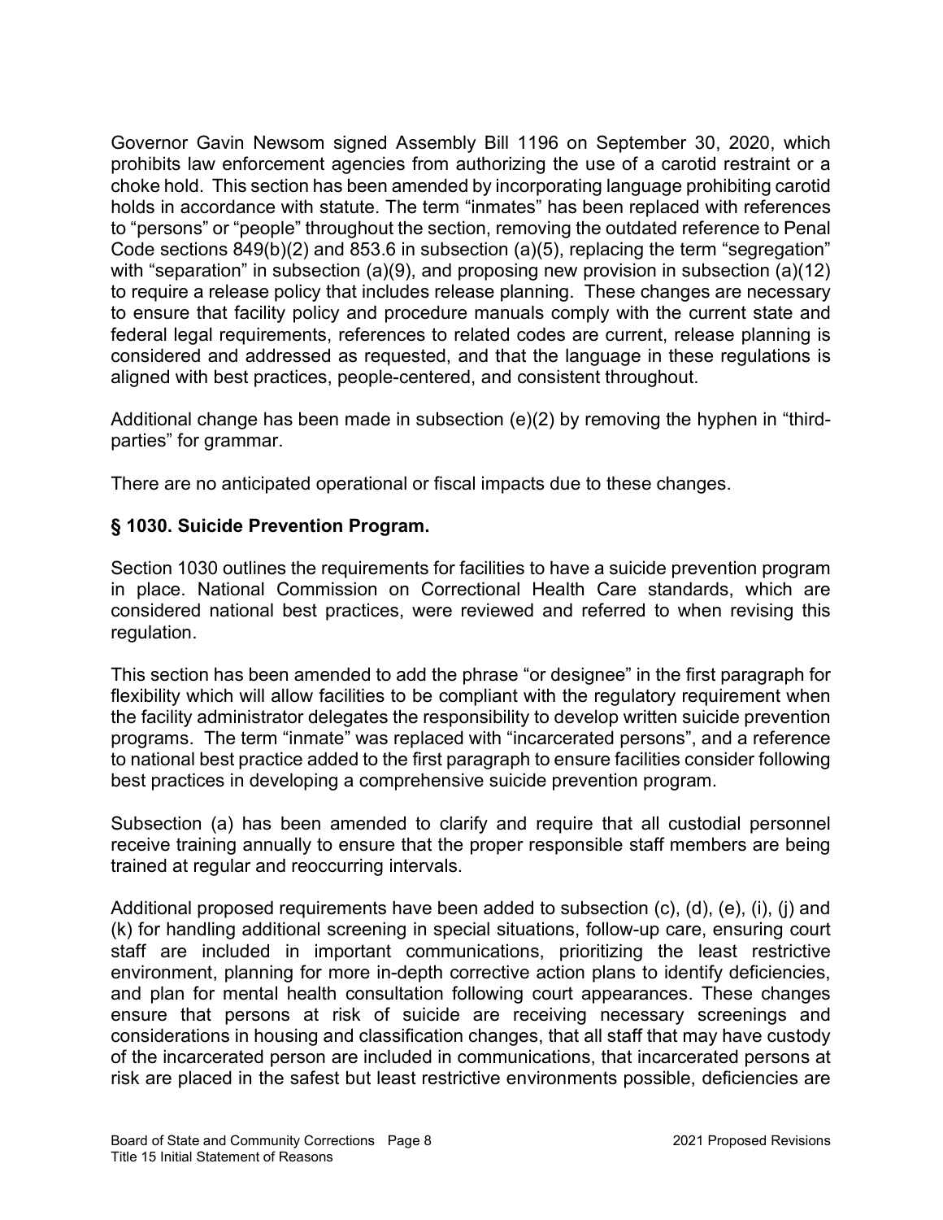Governor Gavin Newsom signed Assembly Bill 1196 on September 30, 2020, which prohibits law enforcement agencies from authorizing the use of a carotid restraint or a choke hold. This section has been amended by incorporating language prohibiting carotid holds in accordance with statute. The term "inmates" has been replaced with references to "persons" or "people" throughout the section, removing the outdated reference to Penal Code sections 849(b)(2) and 853.6 in subsection (a)(5), replacing the term "segregation" with "separation" in subsection (a)(9), and proposing new provision in subsection (a)(12) to require a release policy that includes release planning. These changes are necessary to ensure that facility policy and procedure manuals comply with the current state and federal legal requirements, references to related codes are current, release planning is considered and addressed as requested, and that the language in these regulations is aligned with best practices, people-centered, and consistent throughout.

Additional change has been made in subsection (e)(2) by removing the hyphen in "third-parties" for grammar.

There are no anticipated operational or fiscal impacts due to these changes.

### § 1030. Suicide Prevention Program.

Section 1030 outlines the requirements for facilities to have a suicide prevention program in place. National Commission on Correctional Health Care standards, which are considered national best practices, were reviewed and referred to when revising this regulation.

This section has been amended to add the phrase "or designee" in the first paragraph for flexibility which will allow facilities to be compliant with the regulatory requirement when the facility administrator delegates the responsibility to develop written suicide prevention programs. The term "inmate" was replaced with "incarcerated persons", and a reference to national best practice added to the first paragraph to ensure facilities consider following best practices in developing a comprehensive suicide prevention program.

Subsection (a) has been amended to clarify and require that all custodial personnel receive training annually to ensure that the proper responsible staff members are being trained at regular and reoccurring intervals.

Additional proposed requirements have been added to subsection (c), (d), (e), (i), (j) and (k) for handling additional screening in special situations, follow-up care, ensuring court staff are included in important communications, prioritizing the least restrictive environment, planning for more in-depth corrective action plans to identify deficiencies, and plan for mental health consultation following court appearances. These changes ensure that persons at risk of suicide are receiving necessary screenings and considerations in housing and classification changes, that all staff that may have custody of the incarcerated person are included in communications, that incarcerated persons at risk are placed in the safest but least restrictive environments possible, deficiencies are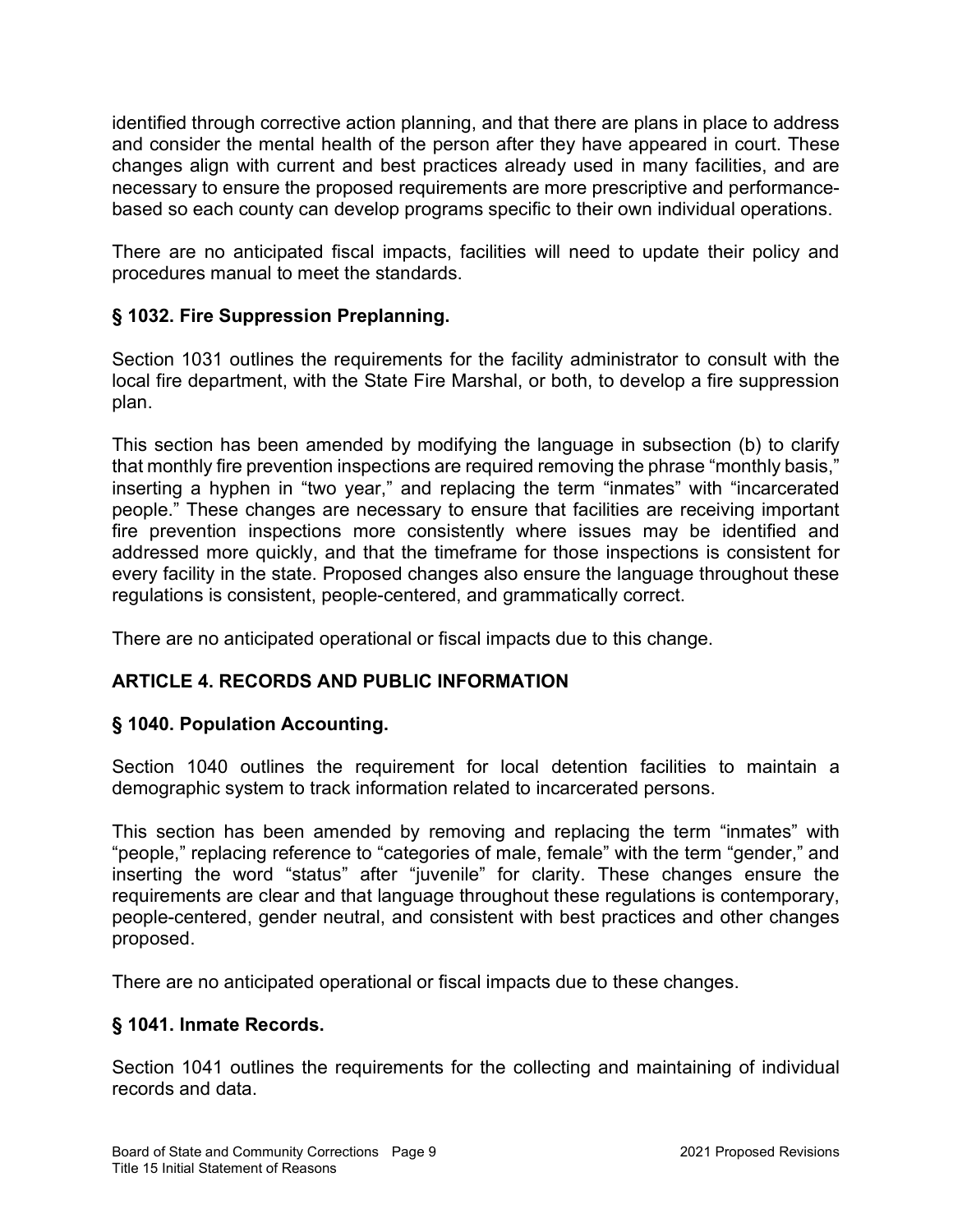identified through corrective action planning, and that there are plans in place to address and consider the mental health of the person after they have appeared in court. These changes align with current and best practices already used in many facilities, and are necessary to ensure the proposed requirements are more prescriptive and performance-based so each county can develop programs specific to their own individual operations.

There are no anticipated fiscal impacts, facilities will need to update their policy and procedures manual to meet the standards.

### § 1032. Fire Suppression Preplanning.

Section 1031 outlines the requirements for the facility administrator to consult with the local fire department, with the State Fire Marshal, or both, to develop a fire suppression plan.

This section has been amended by modifying the language in subsection (b) to clarify that monthly fire prevention inspections are required removing the phrase "monthly basis," inserting a hyphen in "two year," and replacing the term "inmates" with "incarcerated people." These changes are necessary to ensure that facilities are receiving important fire prevention inspections more consistently where issues may be identified and addressed more quickly, and that the timeframe for those inspections is consistent for every facility in the state. Proposed changes also ensure the language throughout these regulations is consistent, people-centered, and grammatically correct.

There are no anticipated operational or fiscal impacts due to this change.

## ARTICLE 4. RECORDS AND PUBLIC INFORMATION

### § 1040. Population Accounting.

Section 1040 outlines the requirement for local detention facilities to maintain a demographic system to track information related to incarcerated persons.

This section has been amended by removing and replacing the term "inmates" with "people," replacing reference to "categories of male, female" with the term "gender," and inserting the word "status" after "juvenile" for clarity. These changes ensure the requirements are clear and that language throughout these regulations is contemporary, people-centered, gender neutral, and consistent with best practices and other changes proposed.

There are no anticipated operational or fiscal impacts due to these changes.

### § 1041. Inmate Records.

Section 1041 outlines the requirements for the collecting and maintaining of individual records and data.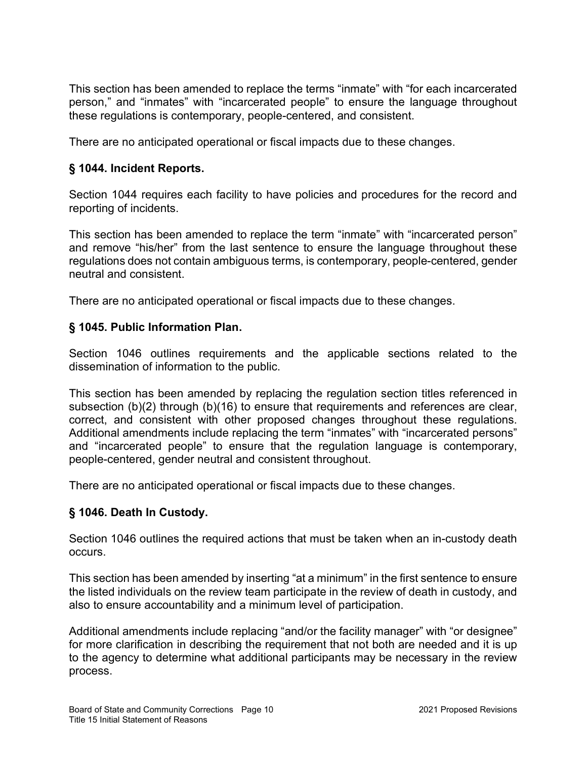This section has been amended to replace the terms "inmate" with "for each incarcerated person," and "inmates" with "incarcerated people" to ensure the language throughout these regulations is contemporary, people-centered, and consistent.

There are no anticipated operational or fiscal impacts due to these changes.

### § 1044. Incident Reports.

Section 1044 requires each facility to have policies and procedures for the record and reporting of incidents.

This section has been amended to replace the term "inmate" with "incarcerated person" and remove "his/her" from the last sentence to ensure the language throughout these regulations does not contain ambiguous terms, is contemporary, people-centered, gender neutral and consistent.

There are no anticipated operational or fiscal impacts due to these changes.

### § 1045. Public Information Plan.

Section 1046 outlines requirements and the applicable sections related to the dissemination of information to the public.

This section has been amended by replacing the regulation section titles referenced in subsection (b)(2) through (b)(16) to ensure that requirements and references are clear, correct, and consistent with other proposed changes throughout these regulations. Additional amendments include replacing the term "inmates" with "incarcerated persons" and "incarcerated people" to ensure that the regulation language is contemporary, people-centered, gender neutral and consistent throughout.

There are no anticipated operational or fiscal impacts due to these changes.

### § 1046. Death In Custody.

Section 1046 outlines the required actions that must be taken when an in-custody death occurs.

This section has been amended by inserting "at a minimum" in the first sentence to ensure the listed individuals on the review team participate in the review of death in custody, and also to ensure accountability and a minimum level of participation.

Additional amendments include replacing "and/or the facility manager" with "or designee" for more clarification in describing the requirement that not both are needed and it is up to the agency to determine what additional participants may be necessary in the review process.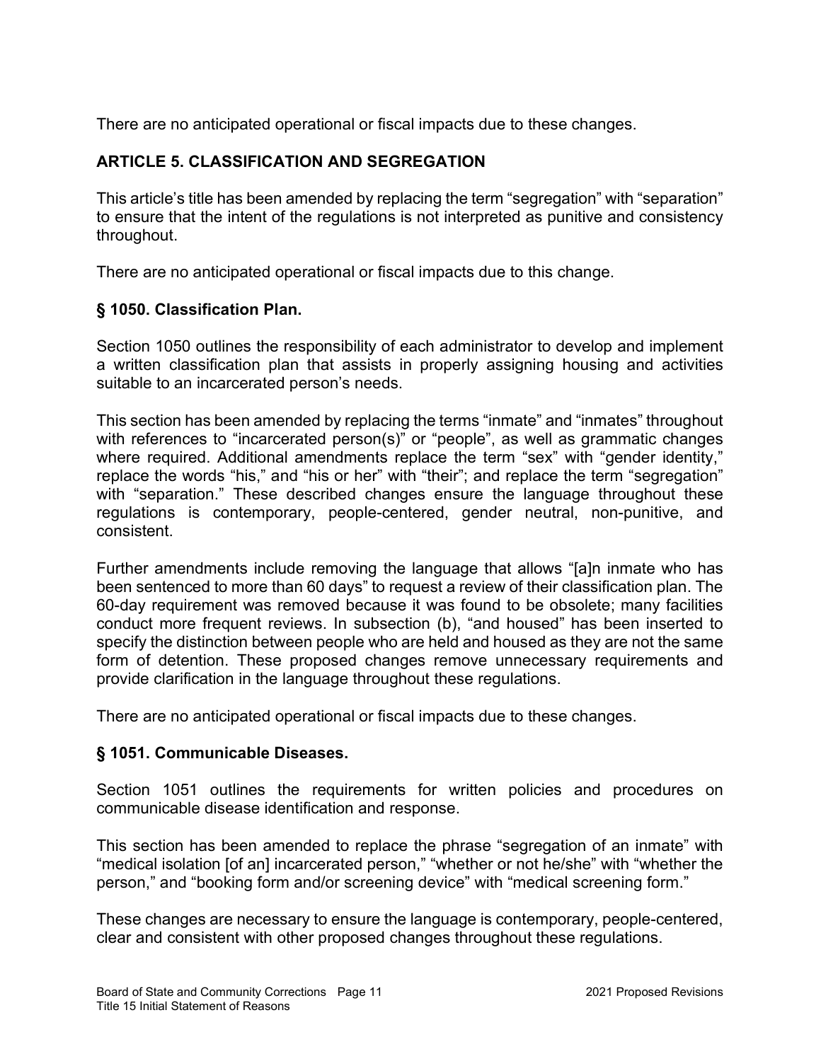There are no anticipated operational or fiscal impacts due to these changes.

## ARTICLE 5. CLASSIFICATION AND SEGREGATION

This article's title has been amended by replacing the term "segregation" with "separation" to ensure that the intent of the regulations is not interpreted as punitive and consistency throughout.

There are no anticipated operational or fiscal impacts due to this change.

### § 1050. Classification Plan.

Section 1050 outlines the responsibility of each administrator to develop and implement a written classification plan that assists in properly assigning housing and activities suitable to an incarcerated person's needs.

This section has been amended by replacing the terms "inmate" and "inmates" throughout with references to "incarcerated person(s)" or "people", as well as grammatic changes where required. Additional amendments replace the term "sex" with "gender identity," replace the words "his," and "his or her" with "their"; and replace the term "segregation" with "separation." These described changes ensure the language throughout these regulations is contemporary, people-centered, gender neutral, non-punitive, and consistent.

Further amendments include removing the language that allows "[a]n inmate who has been sentenced to more than 60 days" to request a review of their classification plan. The 60-day requirement was removed because it was found to be obsolete; many facilities conduct more frequent reviews. In subsection (b), "and housed" has been inserted to specify the distinction between people who are held and housed as they are not the same form of detention. These proposed changes remove unnecessary requirements and provide clarification in the language throughout these regulations.

There are no anticipated operational or fiscal impacts due to these changes.

### § 1051. Communicable Diseases.

Section 1051 outlines the requirements for written policies and procedures on communicable disease identification and response.

This section has been amended to replace the phrase "segregation of an inmate" with "medical isolation [of an] incarcerated person," "whether or not he/she" with "whether the person," and "booking form and/or screening device" with "medical screening form."

These changes are necessary to ensure the language is contemporary, people-centered, clear and consistent with other proposed changes throughout these regulations.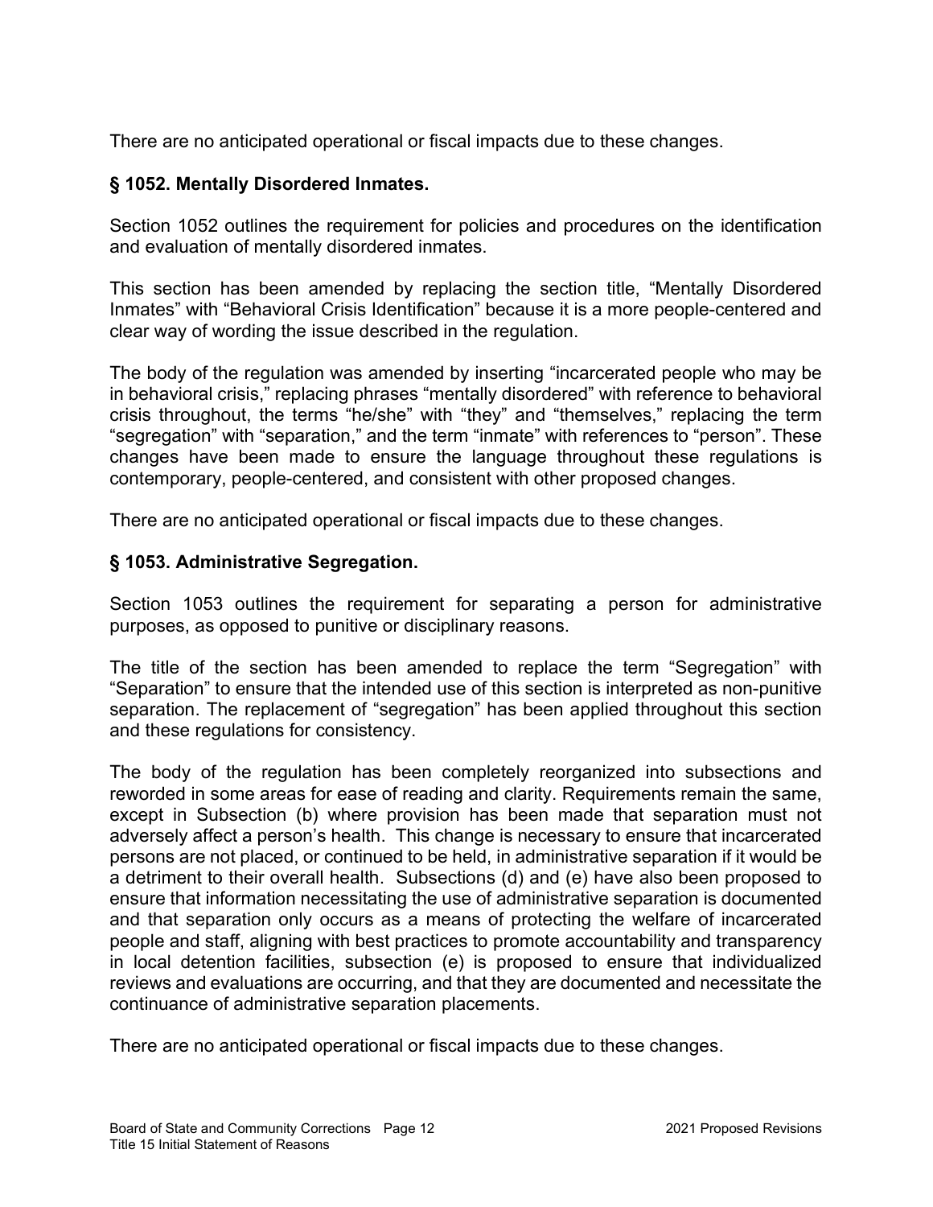There are no anticipated operational or fiscal impacts due to these changes.

### § 1052. Mentally Disordered Inmates.

Section 1052 outlines the requirement for policies and procedures on the identification and evaluation of mentally disordered inmates.

This section has been amended by replacing the section title, "Mentally Disordered Inmates" with "Behavioral Crisis Identification" because it is a more people-centered and clear way of wording the issue described in the regulation.

The body of the regulation was amended by inserting "incarcerated people who may be in behavioral crisis," replacing phrases "mentally disordered" with reference to behavioral crisis throughout, the terms "he/she" with "they" and "themselves," replacing the term "segregation" with "separation," and the term "inmate" with references to "person". These changes have been made to ensure the language throughout these regulations is contemporary, people-centered, and consistent with other proposed changes.

There are no anticipated operational or fiscal impacts due to these changes.

### § 1053. Administrative Segregation.

Section 1053 outlines the requirement for separating a person for administrative purposes, as opposed to punitive or disciplinary reasons.

The title of the section has been amended to replace the term "Segregation" with "Separation" to ensure that the intended use of this section is interpreted as non-punitive separation. The replacement of "segregation" has been applied throughout this section and these regulations for consistency.

The body of the regulation has been completely reorganized into subsections and reworded in some areas for ease of reading and clarity. Requirements remain the same, except in Subsection (b) where provision has been made that separation must not adversely affect a person's health. This change is necessary to ensure that incarcerated persons are not placed, or continued to be held, in administrative separation if it would be a detriment to their overall health. Subsections (d) and (e) have also been proposed to ensure that information necessitating the use of administrative separation is documented and that separation only occurs as a means of protecting the welfare of incarcerated people and staff, aligning with best practices to promote accountability and transparency in local detention facilities, subsection (e) is proposed to ensure that individualized reviews and evaluations are occurring, and that they are documented and necessitate the continuance of administrative separation placements.

There are no anticipated operational or fiscal impacts due to these changes.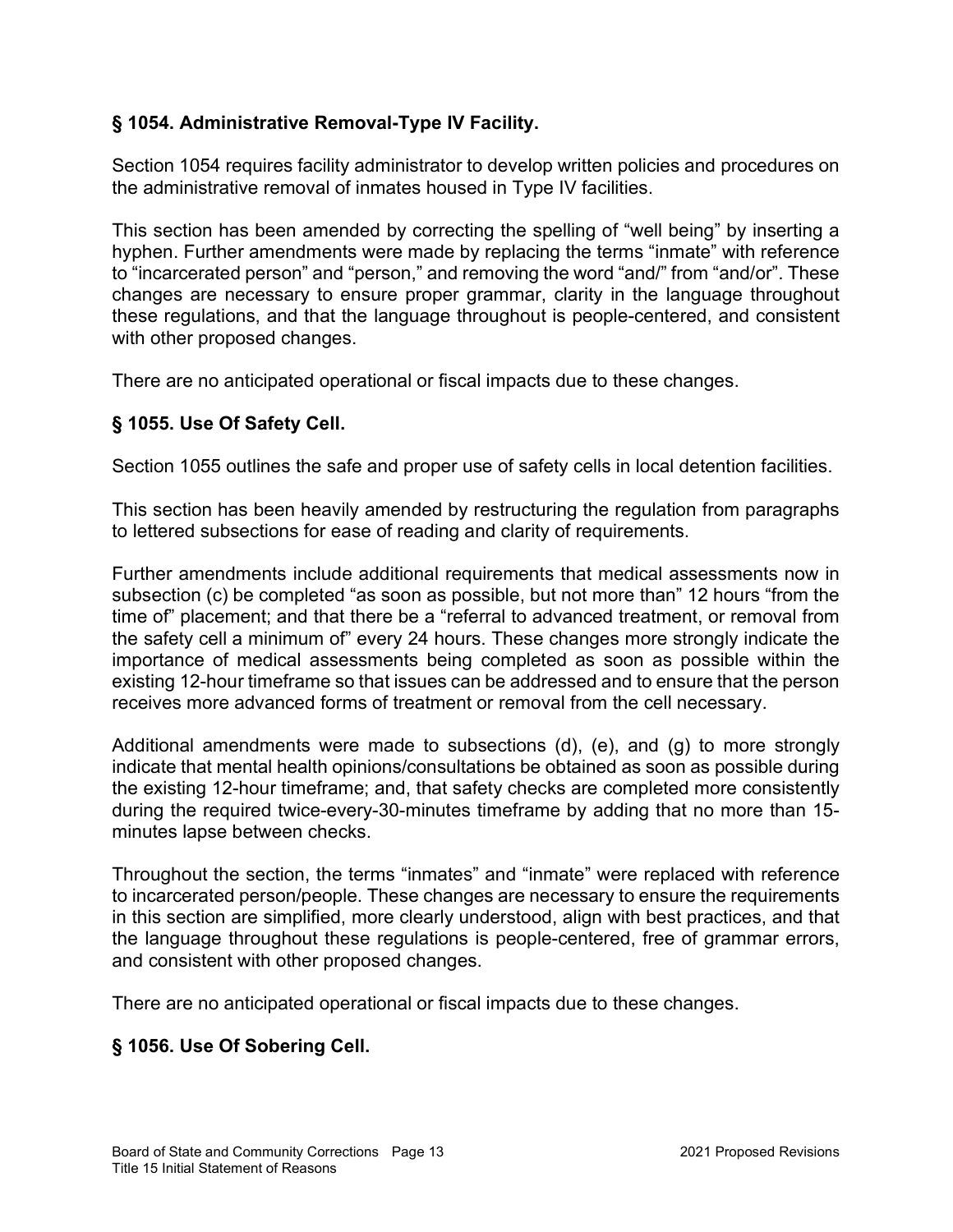## § 1054. Administrative Removal-Type IV Facility.

Section 1054 requires facility administrator to develop written policies and procedures on the administrative removal of inmates housed in Type IV facilities.

This section has been amended by correcting the spelling of "well being" by inserting a hyphen. Further amendments were made by replacing the terms "inmate" with reference to "incarcerated person" and "person," and removing the word "and/" from "and/or". These changes are necessary to ensure proper grammar, clarity in the language throughout these regulations, and that the language throughout is people-centered, and consistent with other proposed changes.

There are no anticipated operational or fiscal impacts due to these changes.

## § 1055. Use Of Safety Cell.

Section 1055 outlines the safe and proper use of safety cells in local detention facilities.

This section has been heavily amended by restructuring the regulation from paragraphs to lettered subsections for ease of reading and clarity of requirements.

Further amendments include additional requirements that medical assessments now in subsection (c) be completed "as soon as possible, but not more than" 12 hours "from the time of" placement; and that there be a "referral to advanced treatment, or removal from the safety cell a minimum of" every 24 hours. These changes more strongly indicate the importance of medical assessments being completed as soon as possible within the existing 12-hour timeframe so that issues can be addressed and to ensure that the person receives more advanced forms of treatment or removal from the cell necessary.

Additional amendments were made to subsections (d), (e), and (g) to more strongly indicate that mental health opinions/consultations be obtained as soon as possible during the existing 12-hour timeframe; and, that safety checks are completed more consistently during the required twice-every-30-minutes timeframe by adding that no more than 15-minutes lapse between checks.

Throughout the section, the terms "inmates" and "inmate" were replaced with reference to incarcerated person/people. These changes are necessary to ensure the requirements in this section are simplified, more clearly understood, align with best practices, and that the language throughout these regulations is people-centered, free of grammar errors, and consistent with other proposed changes.

There are no anticipated operational or fiscal impacts due to these changes.

## § 1056. Use Of Sobering Cell.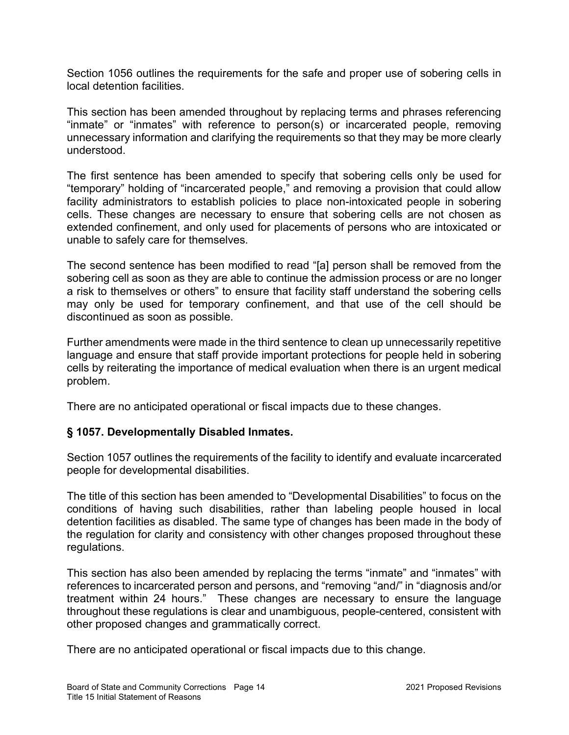Section 1056 outlines the requirements for the safe and proper use of sobering cells in local detention facilities.

This section has been amended throughout by replacing terms and phrases referencing "inmate" or "inmates" with reference to person(s) or incarcerated people, removing unnecessary information and clarifying the requirements so that they may be more clearly understood.

The first sentence has been amended to specify that sobering cells only be used for "temporary" holding of "incarcerated people," and removing a provision that could allow facility administrators to establish policies to place non-intoxicated people in sobering cells. These changes are necessary to ensure that sobering cells are not chosen as extended confinement, and only used for placements of persons who are intoxicated or unable to safely care for themselves.

The second sentence has been modified to read "[a] person shall be removed from the sobering cell as soon as they are able to continue the admission process or are no longer a risk to themselves or others" to ensure that facility staff understand the sobering cells may only be used for temporary confinement, and that use of the cell should be discontinued as soon as possible.

Further amendments were made in the third sentence to clean up unnecessarily repetitive language and ensure that staff provide important protections for people held in sobering cells by reiterating the importance of medical evaluation when there is an urgent medical problem.

There are no anticipated operational or fiscal impacts due to these changes.

### § 1057. Developmentally Disabled Inmates.

Section 1057 outlines the requirements of the facility to identify and evaluate incarcerated people for developmental disabilities.

The title of this section has been amended to "Developmental Disabilities" to focus on the conditions of having such disabilities, rather than labeling people housed in local detention facilities as disabled. The same type of changes has been made in the body of the regulation for clarity and consistency with other changes proposed throughout these regulations.

This section has also been amended by replacing the terms "inmate" and "inmates" with references to incarcerated person and persons, and "removing "and/" in "diagnosis and/or treatment within 24 hours." These changes are necessary to ensure the language throughout these regulations is clear and unambiguous, people-centered, consistent with other proposed changes and grammatically correct.

There are no anticipated operational or fiscal impacts due to this change.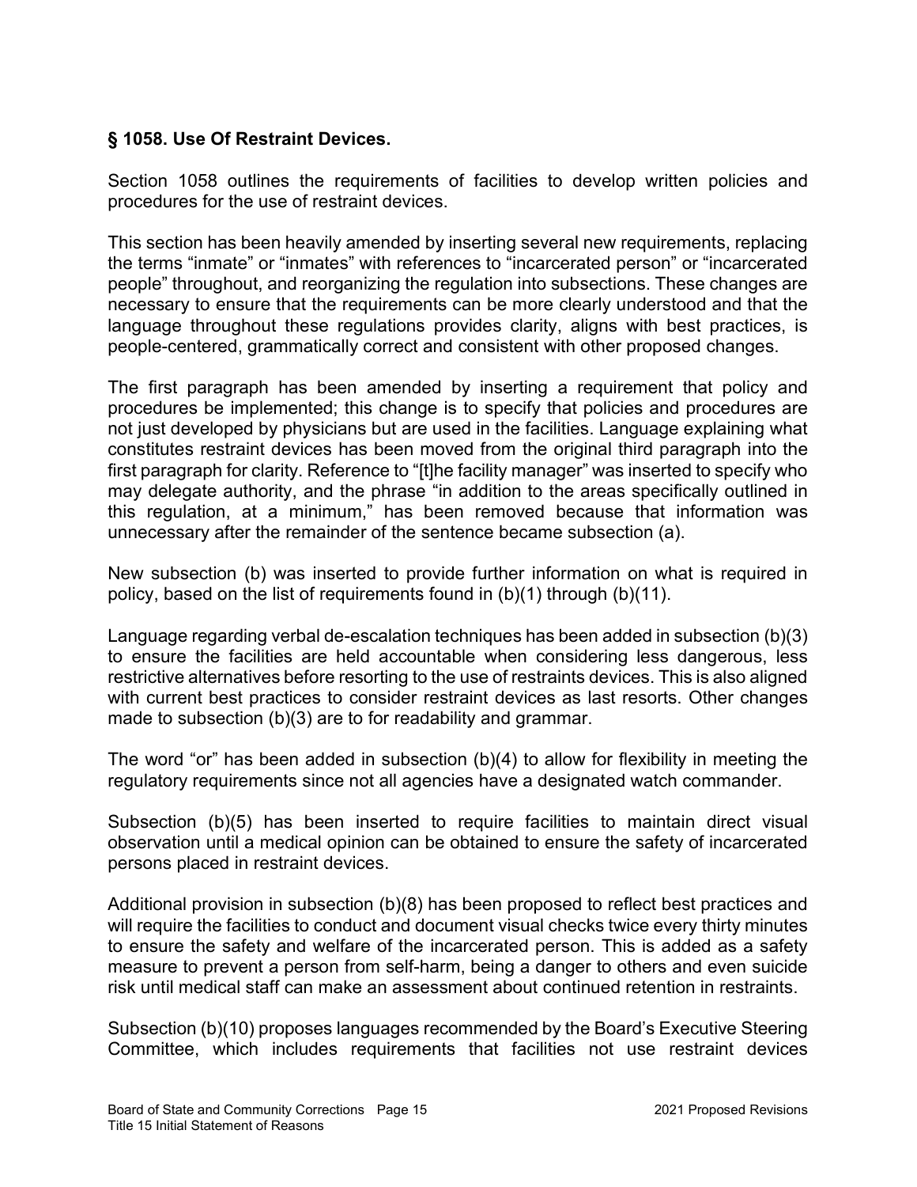### § 1058. Use Of Restraint Devices.

Section 1058 outlines the requirements of facilities to develop written policies and procedures for the use of restraint devices.

This section has been heavily amended by inserting several new requirements, replacing the terms "inmate" or "inmates" with references to "incarcerated person" or "incarcerated people" throughout, and reorganizing the regulation into subsections. These changes are necessary to ensure that the requirements can be more clearly understood and that the language throughout these regulations provides clarity, aligns with best practices, is people-centered, grammatically correct and consistent with other proposed changes.

The first paragraph has been amended by inserting a requirement that policy and procedures be implemented; this change is to specify that policies and procedures are not just developed by physicians but are used in the facilities. Language explaining what constitutes restraint devices has been moved from the original third paragraph into the first paragraph for clarity. Reference to "[t]he facility manager" was inserted to specify who may delegate authority, and the phrase "in addition to the areas specifically outlined in this regulation, at a minimum," has been removed because that information was unnecessary after the remainder of the sentence became subsection (a).

New subsection (b) was inserted to provide further information on what is required in policy, based on the list of requirements found in (b)(1) through (b)(11).

Language regarding verbal de-escalation techniques has been added in subsection (b)(3) to ensure the facilities are held accountable when considering less dangerous, less restrictive alternatives before resorting to the use of restraints devices. This is also aligned with current best practices to consider restraint devices as last resorts. Other changes made to subsection (b)(3) are to for readability and grammar.

The word "or" has been added in subsection (b)(4) to allow for flexibility in meeting the regulatory requirements since not all agencies have a designated watch commander.

Subsection (b)(5) has been inserted to require facilities to maintain direct visual observation until a medical opinion can be obtained to ensure the safety of incarcerated persons placed in restraint devices.

Additional provision in subsection (b)(8) has been proposed to reflect best practices and will require the facilities to conduct and document visual checks twice every thirty minutes to ensure the safety and welfare of the incarcerated person. This is added as a safety measure to prevent a person from self-harm, being a danger to others and even suicide risk until medical staff can make an assessment about continued retention in restraints.

Subsection (b)(10) proposes languages recommended by the Board's Executive Steering Committee, which includes requirements that facilities not use restraint devices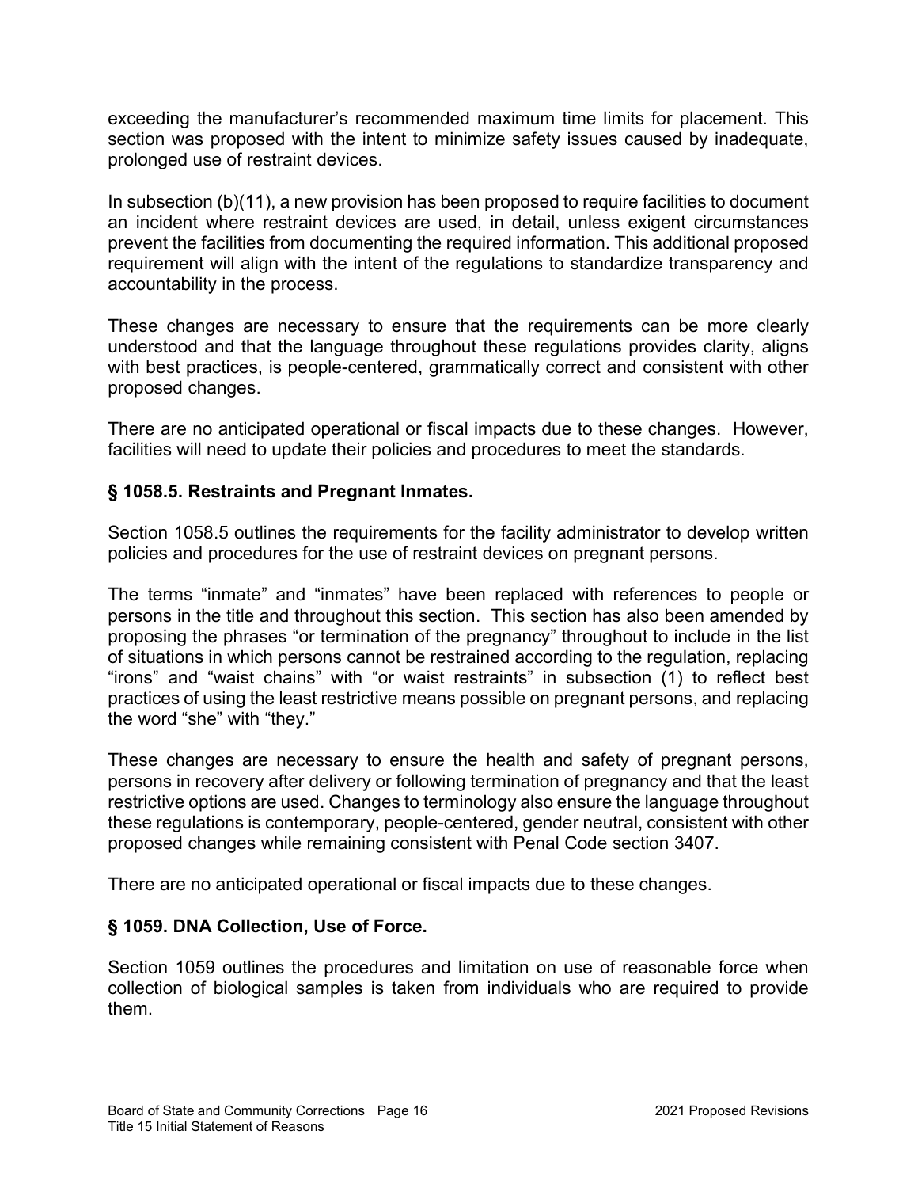exceeding the manufacturer's recommended maximum time limits for placement. This section was proposed with the intent to minimize safety issues caused by inadequate, prolonged use of restraint devices.

In subsection (b)(11), a new provision has been proposed to require facilities to document an incident where restraint devices are used, in detail, unless exigent circumstances prevent the facilities from documenting the required information. This additional proposed requirement will align with the intent of the regulations to standardize transparency and accountability in the process.

These changes are necessary to ensure that the requirements can be more clearly understood and that the language throughout these regulations provides clarity, aligns with best practices, is people-centered, grammatically correct and consistent with other proposed changes.

There are no anticipated operational or fiscal impacts due to these changes. However, facilities will need to update their policies and procedures to meet the standards.

### § 1058.5. Restraints and Pregnant Inmates.

Section 1058.5 outlines the requirements for the facility administrator to develop written policies and procedures for the use of restraint devices on pregnant persons.

The terms "inmate" and "inmates" have been replaced with references to people or persons in the title and throughout this section. This section has also been amended by proposing the phrases "or termination of the pregnancy" throughout to include in the list of situations in which persons cannot be restrained according to the regulation, replacing "irons" and "waist chains" with "or waist restraints" in subsection (1) to reflect best practices of using the least restrictive means possible on pregnant persons, and replacing the word "she" with "they."

These changes are necessary to ensure the health and safety of pregnant persons, persons in recovery after delivery or following termination of pregnancy and that the least restrictive options are used. Changes to terminology also ensure the language throughout these regulations is contemporary, people-centered, gender neutral, consistent with other proposed changes while remaining consistent with Penal Code section 3407.

There are no anticipated operational or fiscal impacts due to these changes.

### § 1059. DNA Collection, Use of Force.

Section 1059 outlines the procedures and limitation on use of reasonable force when collection of biological samples is taken from individuals who are required to provide them.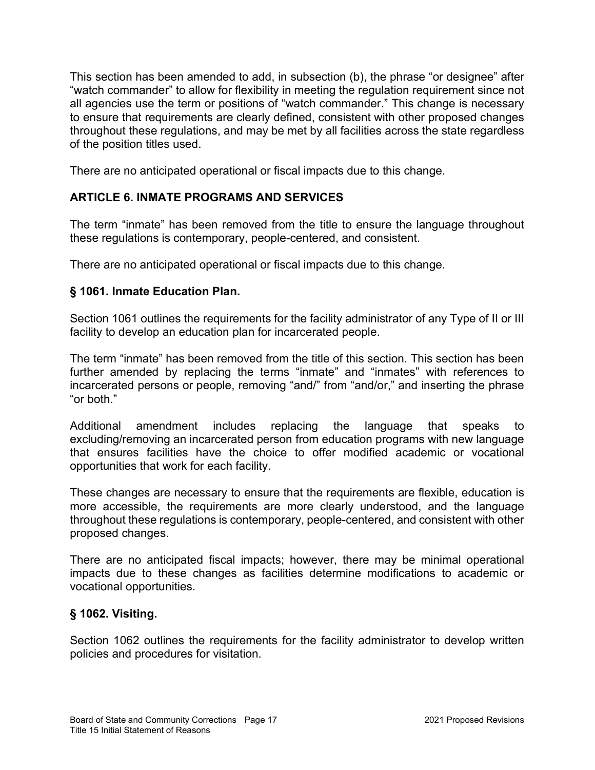This section has been amended to add, in subsection (b), the phrase "or designee" after "watch commander" to allow for flexibility in meeting the regulation requirement since not all agencies use the term or positions of "watch commander." This change is necessary to ensure that requirements are clearly defined, consistent with other proposed changes throughout these regulations, and may be met by all facilities across the state regardless of the position titles used.

There are no anticipated operational or fiscal impacts due to this change.

## ARTICLE 6. INMATE PROGRAMS AND SERVICES

The term "inmate" has been removed from the title to ensure the language throughout these regulations is contemporary, people-centered, and consistent.

There are no anticipated operational or fiscal impacts due to this change.

### § 1061. Inmate Education Plan.

Section 1061 outlines the requirements for the facility administrator of any Type of II or III facility to develop an education plan for incarcerated people.

The term "inmate" has been removed from the title of this section. This section has been further amended by replacing the terms "inmate" and "inmates" with references to incarcerated persons or people, removing "and/" from "and/or," and inserting the phrase "or both."

Additional amendment includes replacing the language that speaks to excluding/removing an incarcerated person from education programs with new language that ensures facilities have the choice to offer modified academic or vocational opportunities that work for each facility.

These changes are necessary to ensure that the requirements are flexible, education is more accessible, the requirements are more clearly understood, and the language throughout these regulations is contemporary, people-centered, and consistent with other proposed changes.

There are no anticipated fiscal impacts; however, there may be minimal operational impacts due to these changes as facilities determine modifications to academic or vocational opportunities.

### § 1062. Visiting.

Section 1062 outlines the requirements for the facility administrator to develop written policies and procedures for visitation.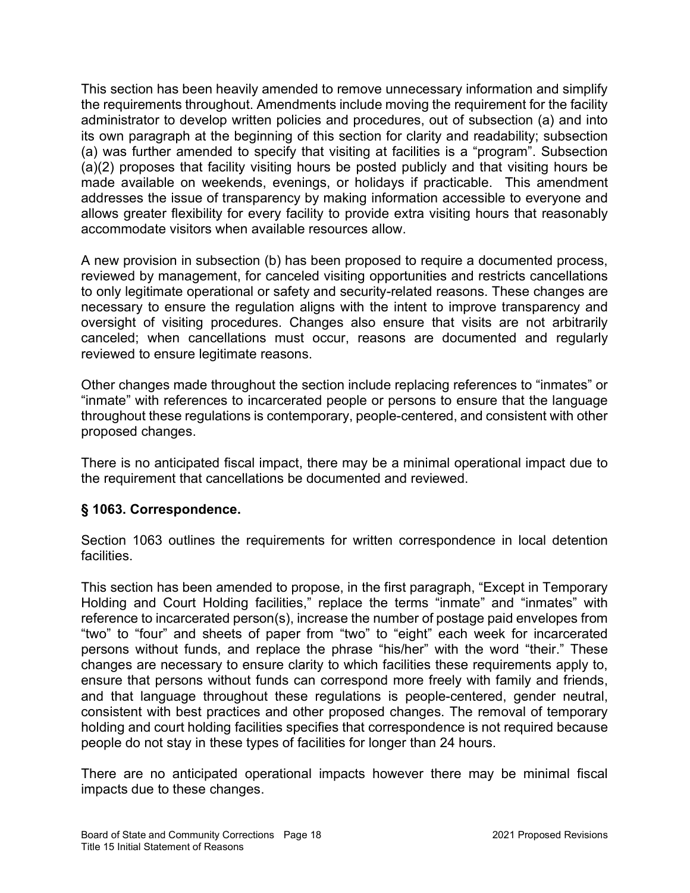This section has been heavily amended to remove unnecessary information and simplify the requirements throughout. Amendments include moving the requirement for the facility administrator to develop written policies and procedures, out of subsection (a) and into its own paragraph at the beginning of this section for clarity and readability; subsection (a) was further amended to specify that visiting at facilities is a "program". Subsection (a)(2) proposes that facility visiting hours be posted publicly and that visiting hours be made available on weekends, evenings, or holidays if practicable. This amendment addresses the issue of transparency by making information accessible to everyone and allows greater flexibility for every facility to provide extra visiting hours that reasonably accommodate visitors when available resources allow.

A new provision in subsection (b) has been proposed to require a documented process, reviewed by management, for canceled visiting opportunities and restricts cancellations to only legitimate operational or safety and security-related reasons. These changes are necessary to ensure the regulation aligns with the intent to improve transparency and oversight of visiting procedures. Changes also ensure that visits are not arbitrarily canceled; when cancellations must occur, reasons are documented and regularly reviewed to ensure legitimate reasons.

Other changes made throughout the section include replacing references to "inmates" or "inmate" with references to incarcerated people or persons to ensure that the language throughout these regulations is contemporary, people-centered, and consistent with other proposed changes.

There is no anticipated fiscal impact, there may be a minimal operational impact due to the requirement that cancellations be documented and reviewed.

### § 1063. Correspondence.

Section 1063 outlines the requirements for written correspondence in local detention facilities.

This section has been amended to propose, in the first paragraph, "Except in Temporary Holding and Court Holding facilities," replace the terms "inmate" and "inmates" with reference to incarcerated person(s), increase the number of postage paid envelopes from "two" to "four" and sheets of paper from "two" to "eight" each week for incarcerated persons without funds, and replace the phrase "his/her" with the word "their." These changes are necessary to ensure clarity to which facilities these requirements apply to, ensure that persons without funds can correspond more freely with family and friends, and that language throughout these regulations is people-centered, gender neutral, consistent with best practices and other proposed changes. The removal of temporary holding and court holding facilities specifies that correspondence is not required because people do not stay in these types of facilities for longer than 24 hours.

There are no anticipated operational impacts however there may be minimal fiscal impacts due to these changes.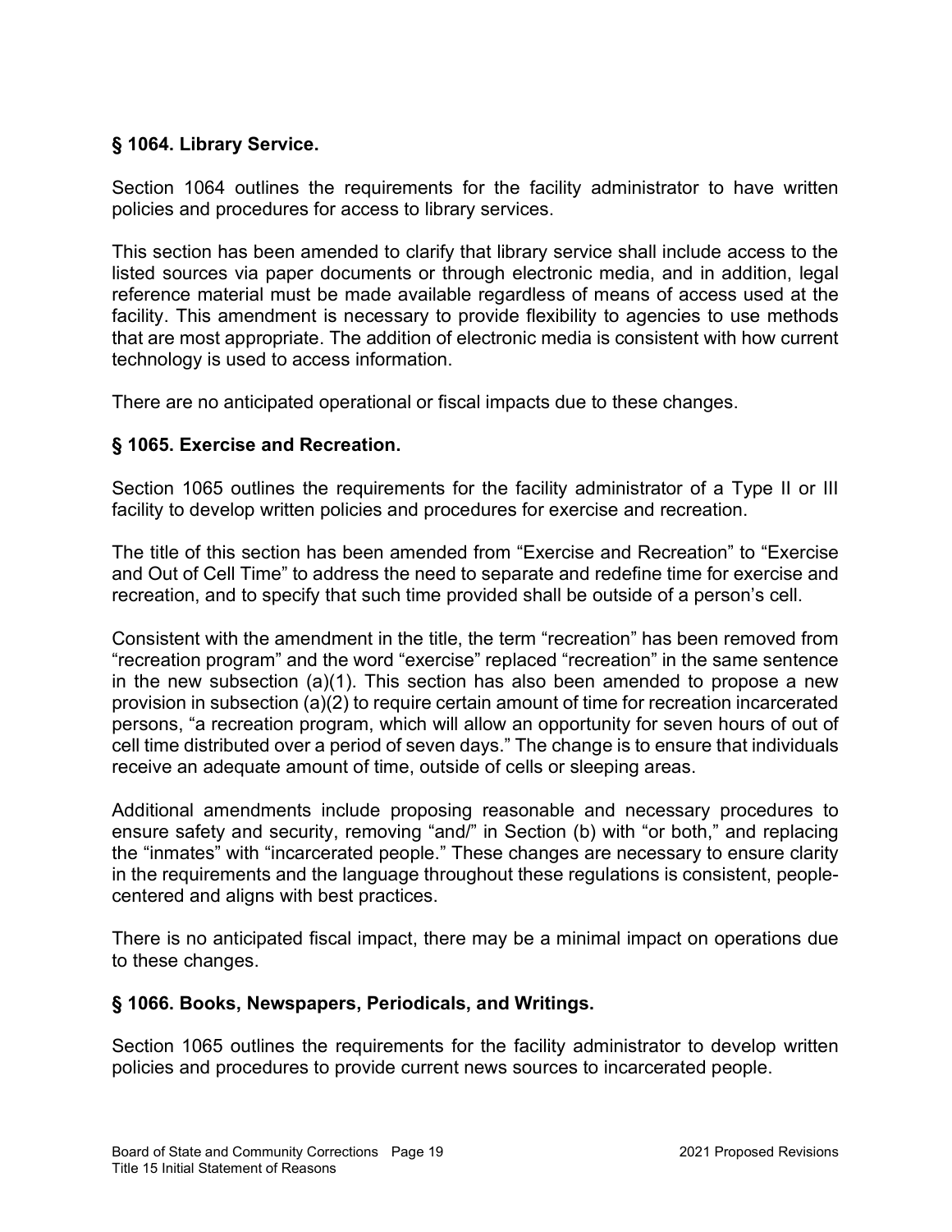### § 1064. Library Service.

Section 1064 outlines the requirements for the facility administrator to have written policies and procedures for access to library services.

This section has been amended to clarify that library service shall include access to the listed sources via paper documents or through electronic media, and in addition, legal reference material must be made available regardless of means of access used at the facility. This amendment is necessary to provide flexibility to agencies to use methods that are most appropriate. The addition of electronic media is consistent with how current technology is used to access information.

There are no anticipated operational or fiscal impacts due to these changes.

### § 1065. Exercise and Recreation.

Section 1065 outlines the requirements for the facility administrator of a Type II or III facility to develop written policies and procedures for exercise and recreation.

The title of this section has been amended from "Exercise and Recreation" to "Exercise and Out of Cell Time" to address the need to separate and redefine time for exercise and recreation, and to specify that such time provided shall be outside of a person's cell.

Consistent with the amendment in the title, the term "recreation" has been removed from "recreation program" and the word "exercise" replaced "recreation" in the same sentence in the new subsection (a)(1). This section has also been amended to propose a new provision in subsection (a)(2) to require certain amount of time for recreation incarcerated persons, "a recreation program, which will allow an opportunity for seven hours of out of cell time distributed over a period of seven days." The change is to ensure that individuals receive an adequate amount of time, outside of cells or sleeping areas.

Additional amendments include proposing reasonable and necessary procedures to ensure safety and security, removing "and/" in Section (b) with "or both," and replacing the "inmates" with "incarcerated people." These changes are necessary to ensure clarity in the requirements and the language throughout these regulations is consistent, people-centered and aligns with best practices.

There is no anticipated fiscal impact, there may be a minimal impact on operations due to these changes.

### § 1066. Books, Newspapers, Periodicals, and Writings.

Section 1065 outlines the requirements for the facility administrator to develop written policies and procedures to provide current news sources to incarcerated people.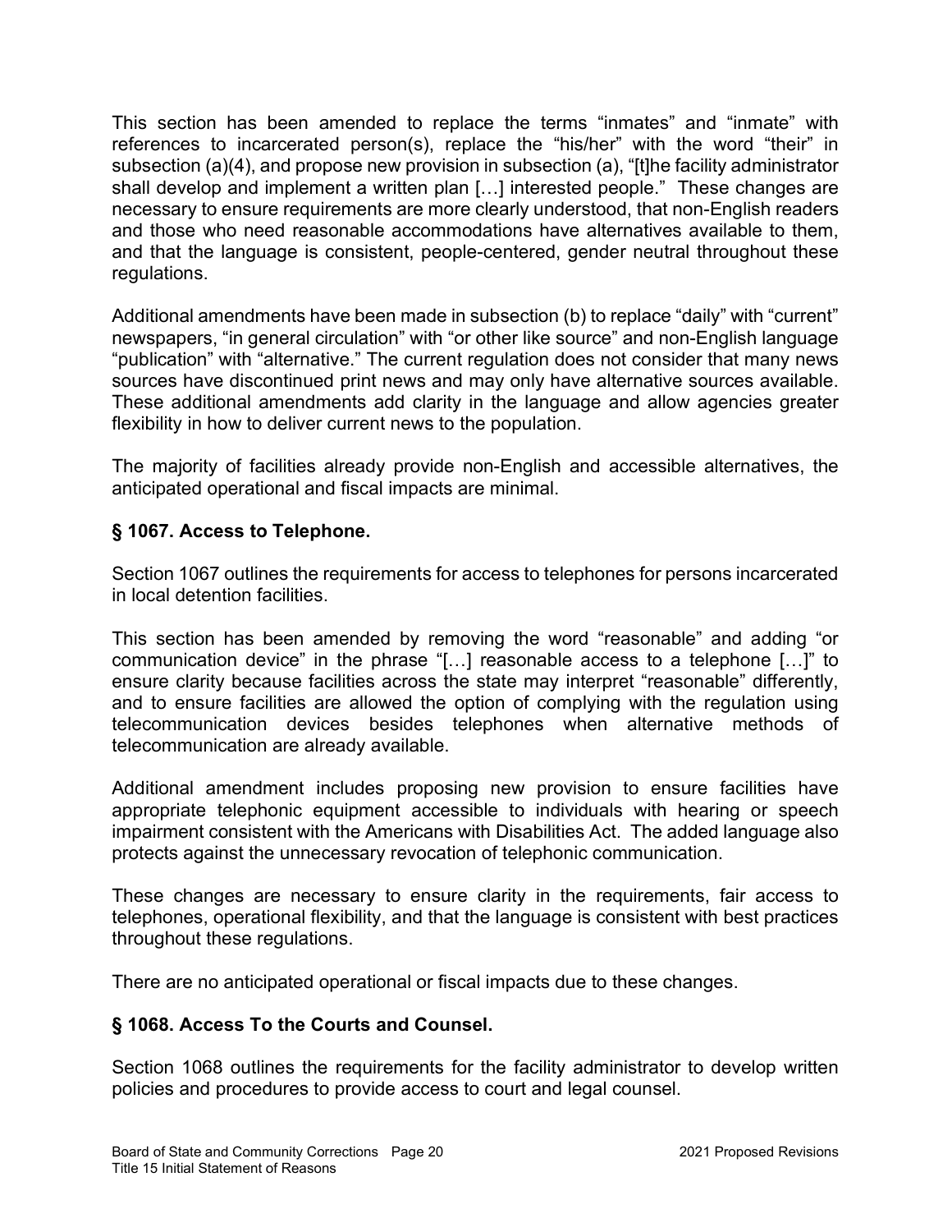This section has been amended to replace the terms "inmates" and "inmate" with references to incarcerated person(s), replace the "his/her" with the word "their" in subsection (a)(4), and propose new provision in subsection (a), "[t]he facility administrator shall develop and implement a written plan […] interested people." These changes are necessary to ensure requirements are more clearly understood, that non-English readers and those who need reasonable accommodations have alternatives available to them, and that the language is consistent, people-centered, gender neutral throughout these regulations.

Additional amendments have been made in subsection (b) to replace "daily" with "current" newspapers, "in general circulation" with "or other like source" and non-English language "publication" with "alternative." The current regulation does not consider that many news sources have discontinued print news and may only have alternative sources available. These additional amendments add clarity in the language and allow agencies greater flexibility in how to deliver current news to the population.

The majority of facilities already provide non-English and accessible alternatives, the anticipated operational and fiscal impacts are minimal.

### § 1067. Access to Telephone.

Section 1067 outlines the requirements for access to telephones for persons incarcerated in local detention facilities.

This section has been amended by removing the word "reasonable" and adding "or communication device" in the phrase "[…] reasonable access to a telephone […]" to ensure clarity because facilities across the state may interpret "reasonable" differently, and to ensure facilities are allowed the option of complying with the regulation using telecommunication devices besides telephones when alternative methods of telecommunication are already available.

Additional amendment includes proposing new provision to ensure facilities have appropriate telephonic equipment accessible to individuals with hearing or speech impairment consistent with the Americans with Disabilities Act. The added language also protects against the unnecessary revocation of telephonic communication.

These changes are necessary to ensure clarity in the requirements, fair access to telephones, operational flexibility, and that the language is consistent with best practices throughout these regulations.

There are no anticipated operational or fiscal impacts due to these changes.

### § 1068. Access To the Courts and Counsel.

Section 1068 outlines the requirements for the facility administrator to develop written policies and procedures to provide access to court and legal counsel.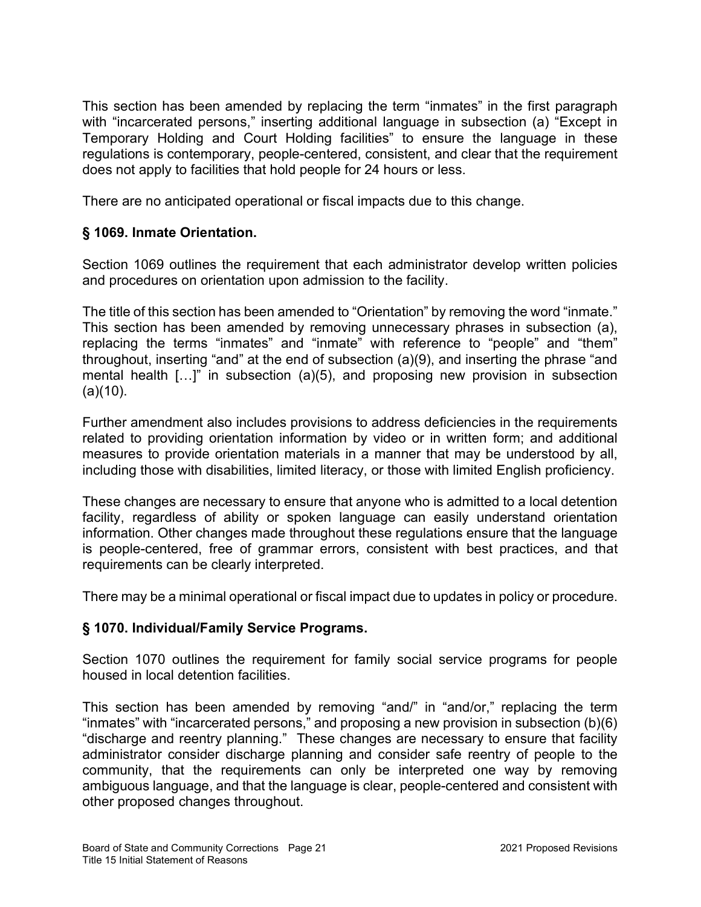This section has been amended by replacing the term “inmates” in the first paragraph with “incarcerated persons,” inserting additional language in subsection (a) “Except in Temporary Holding and Court Holding facilities” to ensure the language in these regulations is contemporary, people-centered, consistent, and clear that the requirement does not apply to facilities that hold people for 24 hours or less.

There are no anticipated operational or fiscal impacts due to this change.

### § 1069. Inmate Orientation.

Section 1069 outlines the requirement that each administrator develop written policies and procedures on orientation upon admission to the facility.

The title of this section has been amended to “Orientation” by removing the word “inmate.” This section has been amended by removing unnecessary phrases in subsection (a), replacing the terms “inmates” and “inmate” with reference to “people” and “them” throughout, inserting “and” at the end of subsection (a)(9), and inserting the phrase “and mental health […]” in subsection (a)(5), and proposing new provision in subsection (a)(10).

Further amendment also includes provisions to address deficiencies in the requirements related to providing orientation information by video or in written form; and additional measures to provide orientation materials in a manner that may be understood by all, including those with disabilities, limited literacy, or those with limited English proficiency.

These changes are necessary to ensure that anyone who is admitted to a local detention facility, regardless of ability or spoken language can easily understand orientation information. Other changes made throughout these regulations ensure that the language is people-centered, free of grammar errors, consistent with best practices, and that requirements can be clearly interpreted.

There may be a minimal operational or fiscal impact due to updates in policy or procedure.

### § 1070. Individual/Family Service Programs.

Section 1070 outlines the requirement for family social service programs for people housed in local detention facilities.

This section has been amended by removing “and/” in “and/or,” replacing the term “inmates” with “incarcerated persons,” and proposing a new provision in subsection (b)(6) “discharge and reentry planning.” These changes are necessary to ensure that facility administrator consider discharge planning and consider safe reentry of people to the community, that the requirements can only be interpreted one way by removing ambiguous language, and that the language is clear, people-centered and consistent with other proposed changes throughout.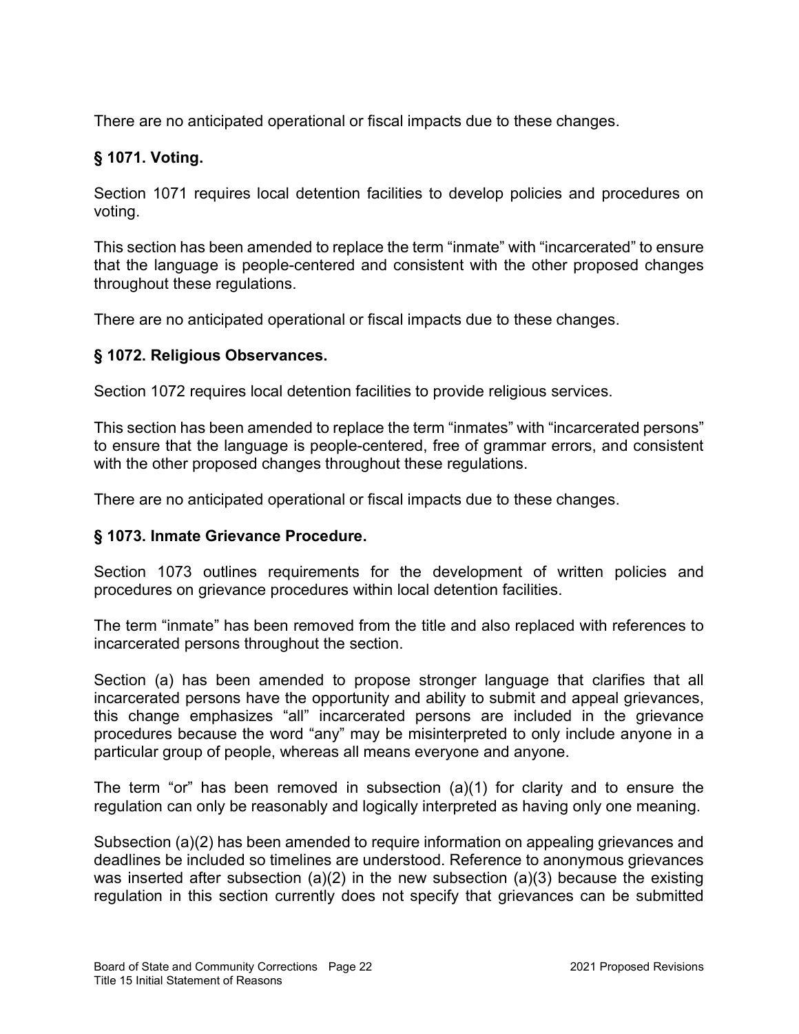There are no anticipated operational or fiscal impacts due to these changes.

### § 1071. Voting.

Section 1071 requires local detention facilities to develop policies and procedures on voting.

This section has been amended to replace the term “inmate” with “incarcerated” to ensure that the language is people-centered and consistent with the other proposed changes throughout these regulations.

There are no anticipated operational or fiscal impacts due to these changes.

### § 1072. Religious Observances.

Section 1072 requires local detention facilities to provide religious services.

This section has been amended to replace the term “inmates” with “incarcerated persons” to ensure that the language is people-centered, free of grammar errors, and consistent with the other proposed changes throughout these regulations.

There are no anticipated operational or fiscal impacts due to these changes.

### § 1073. Inmate Grievance Procedure.

Section 1073 outlines requirements for the development of written policies and procedures on grievance procedures within local detention facilities.

The term “inmate” has been removed from the title and also replaced with references to incarcerated persons throughout the section.

Section (a) has been amended to propose stronger language that clarifies that all incarcerated persons have the opportunity and ability to submit and appeal grievances, this change emphasizes “all” incarcerated persons are included in the grievance procedures because the word “any” may be misinterpreted to only include anyone in a particular group of people, whereas all means everyone and anyone.

The term “or” has been removed in subsection (a)(1) for clarity and to ensure the regulation can only be reasonably and logically interpreted as having only one meaning.

Subsection (a)(2) has been amended to require information on appealing grievances and deadlines be included so timelines are understood. Reference to anonymous grievances was inserted after subsection (a)(2) in the new subsection (a)(3) because the existing regulation in this section currently does not specify that grievances can be submitted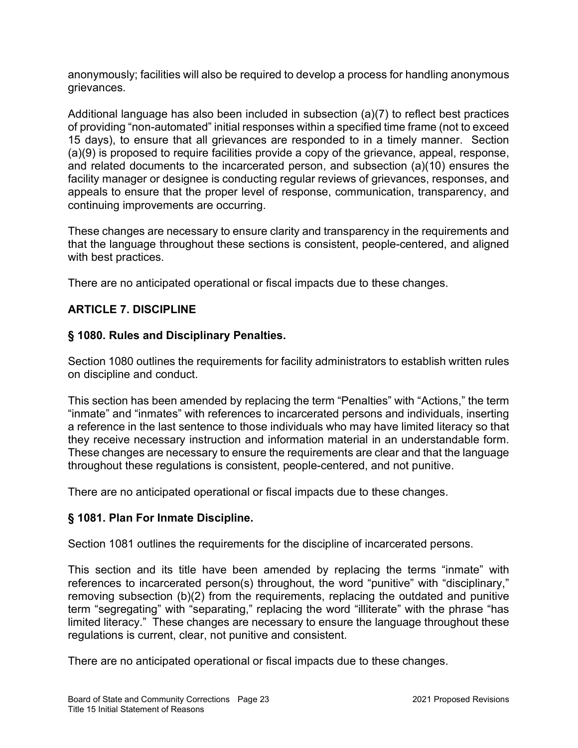anonymously; facilities will also be required to develop a process for handling anonymous grievances.

Additional language has also been included in subsection (a)(7) to reflect best practices of providing "non-automated" initial responses within a specified time frame (not to exceed 15 days), to ensure that all grievances are responded to in a timely manner. Section (a)(9) is proposed to require facilities provide a copy of the grievance, appeal, response, and related documents to the incarcerated person, and subsection (a)(10) ensures the facility manager or designee is conducting regular reviews of grievances, responses, and appeals to ensure that the proper level of response, communication, transparency, and continuing improvements are occurring.

These changes are necessary to ensure clarity and transparency in the requirements and that the language throughout these sections is consistent, people-centered, and aligned with best practices.

There are no anticipated operational or fiscal impacts due to these changes.

## ARTICLE 7. DISCIPLINE

### § 1080. Rules and Disciplinary Penalties.

Section 1080 outlines the requirements for facility administrators to establish written rules on discipline and conduct.

This section has been amended by replacing the term "Penalties" with "Actions," the term "inmate" and "inmates" with references to incarcerated persons and individuals, inserting a reference in the last sentence to those individuals who may have limited literacy so that they receive necessary instruction and information material in an understandable form. These changes are necessary to ensure the requirements are clear and that the language throughout these regulations is consistent, people-centered, and not punitive.

There are no anticipated operational or fiscal impacts due to these changes.

### § 1081. Plan For Inmate Discipline.

Section 1081 outlines the requirements for the discipline of incarcerated persons.

This section and its title have been amended by replacing the terms "inmate" with references to incarcerated person(s) throughout, the word "punitive" with "disciplinary," removing subsection (b)(2) from the requirements, replacing the outdated and punitive term "segregating" with "separating," replacing the word "illiterate" with the phrase "has limited literacy." These changes are necessary to ensure the language throughout these regulations is current, clear, not punitive and consistent.

There are no anticipated operational or fiscal impacts due to these changes.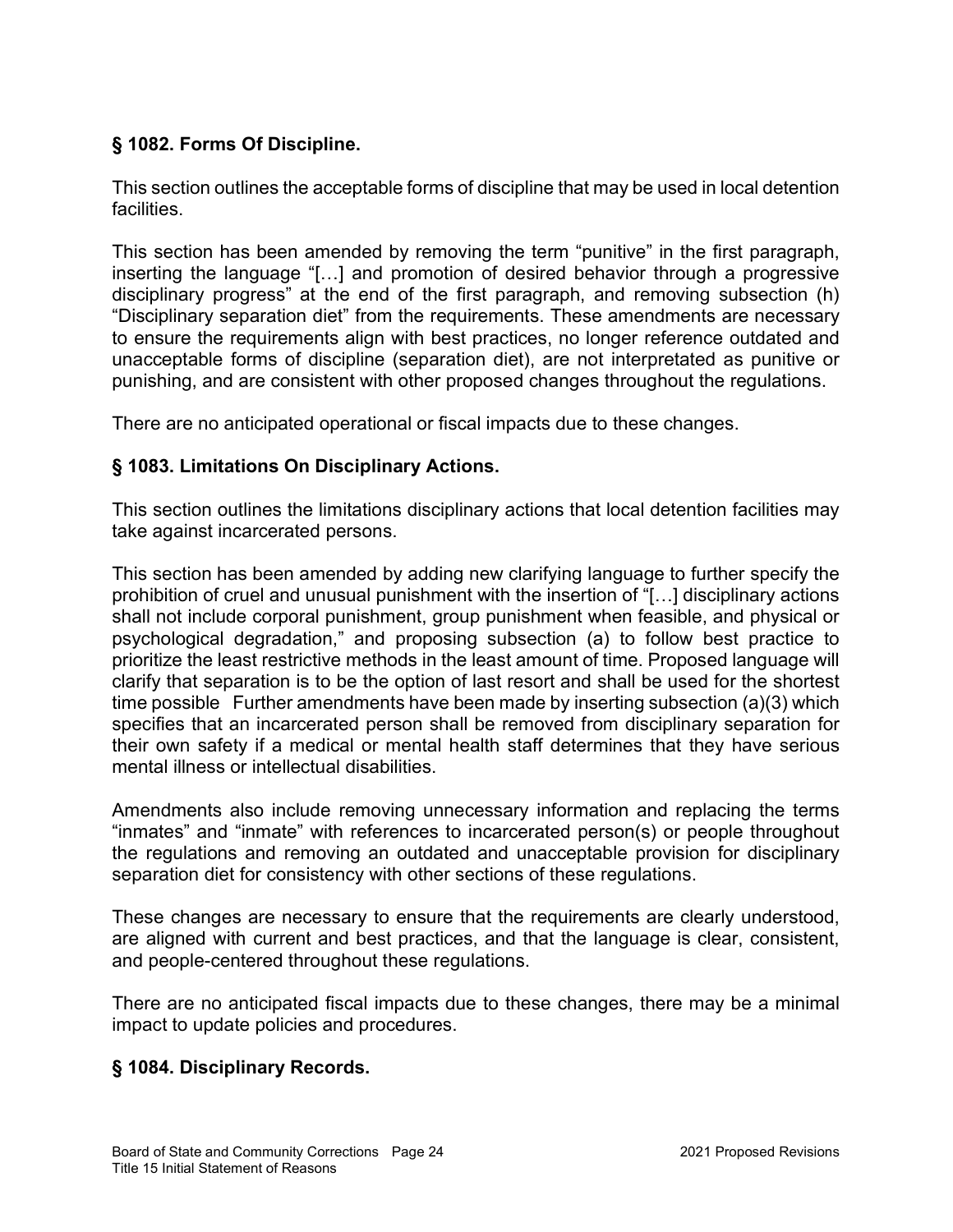### § 1082. Forms Of Discipline.

This section outlines the acceptable forms of discipline that may be used in local detention facilities.

This section has been amended by removing the term "punitive" in the first paragraph, inserting the language "[…] and promotion of desired behavior through a progressive disciplinary progress" at the end of the first paragraph, and removing subsection (h) "Disciplinary separation diet" from the requirements. These amendments are necessary to ensure the requirements align with best practices, no longer reference outdated and unacceptable forms of discipline (separation diet), are not interpretated as punitive or punishing, and are consistent with other proposed changes throughout the regulations.

There are no anticipated operational or fiscal impacts due to these changes.

### § 1083. Limitations On Disciplinary Actions.

This section outlines the limitations disciplinary actions that local detention facilities may take against incarcerated persons.

This section has been amended by adding new clarifying language to further specify the prohibition of cruel and unusual punishment with the insertion of "[…] disciplinary actions shall not include corporal punishment, group punishment when feasible, and physical or psychological degradation," and proposing subsection (a) to follow best practice to prioritize the least restrictive methods in the least amount of time. Proposed language will clarify that separation is to be the option of last resort and shall be used for the shortest time possible  Further amendments have been made by inserting subsection (a)(3) which specifies that an incarcerated person shall be removed from disciplinary separation for their own safety if a medical or mental health staff determines that they have serious mental illness or intellectual disabilities.

Amendments also include removing unnecessary information and replacing the terms "inmates" and "inmate" with references to incarcerated person(s) or people throughout the regulations and removing an outdated and unacceptable provision for disciplinary separation diet for consistency with other sections of these regulations.

These changes are necessary to ensure that the requirements are clearly understood, are aligned with current and best practices, and that the language is clear, consistent, and people-centered throughout these regulations.

There are no anticipated fiscal impacts due to these changes, there may be a minimal impact to update policies and procedures.

### § 1084. Disciplinary Records.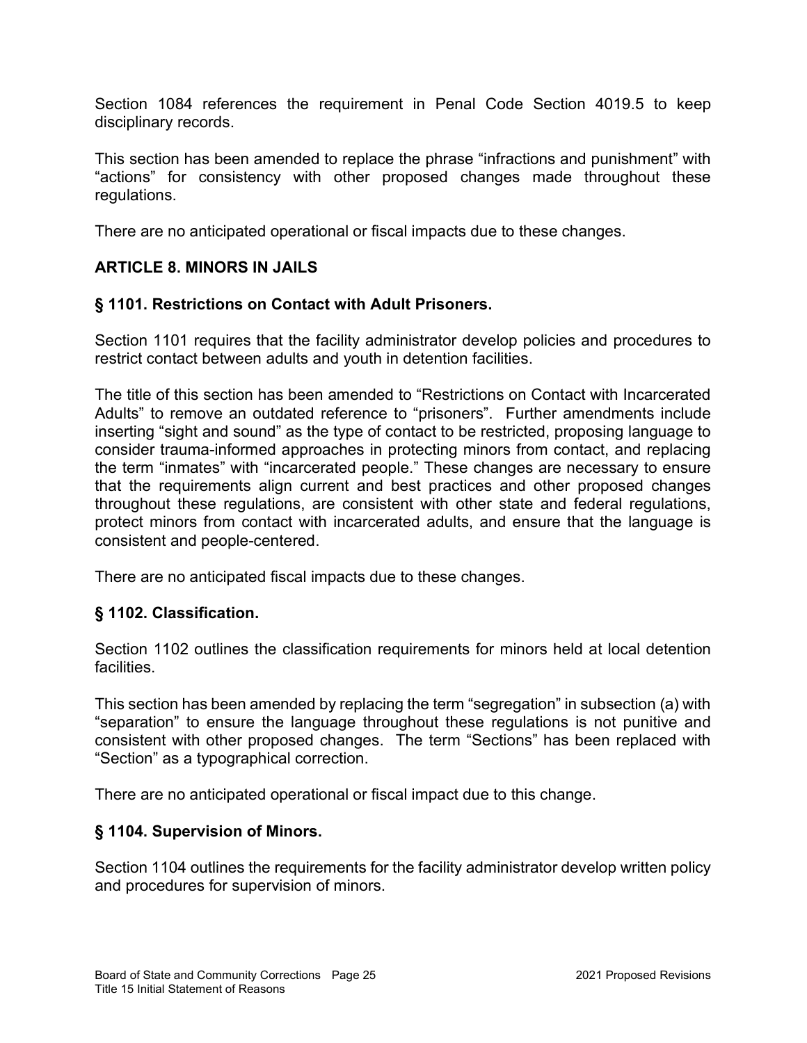Section 1084 references the requirement in Penal Code Section 4019.5 to keep disciplinary records.

This section has been amended to replace the phrase "infractions and punishment" with "actions" for consistency with other proposed changes made throughout these regulations.

There are no anticipated operational or fiscal impacts due to these changes.

## ARTICLE 8. MINORS IN JAILS

### § 1101. Restrictions on Contact with Adult Prisoners.

Section 1101 requires that the facility administrator develop policies and procedures to restrict contact between adults and youth in detention facilities.

The title of this section has been amended to "Restrictions on Contact with Incarcerated Adults" to remove an outdated reference to "prisoners". Further amendments include inserting "sight and sound" as the type of contact to be restricted, proposing language to consider trauma-informed approaches in protecting minors from contact, and replacing the term "inmates" with "incarcerated people." These changes are necessary to ensure that the requirements align current and best practices and other proposed changes throughout these regulations, are consistent with other state and federal regulations, protect minors from contact with incarcerated adults, and ensure that the language is consistent and people-centered.

There are no anticipated fiscal impacts due to these changes.

### § 1102. Classification.

Section 1102 outlines the classification requirements for minors held at local detention facilities.

This section has been amended by replacing the term "segregation" in subsection (a) with "separation" to ensure the language throughout these regulations is not punitive and consistent with other proposed changes. The term "Sections" has been replaced with "Section" as a typographical correction.

There are no anticipated operational or fiscal impact due to this change.

### § 1104. Supervision of Minors.

Section 1104 outlines the requirements for the facility administrator develop written policy and procedures for supervision of minors.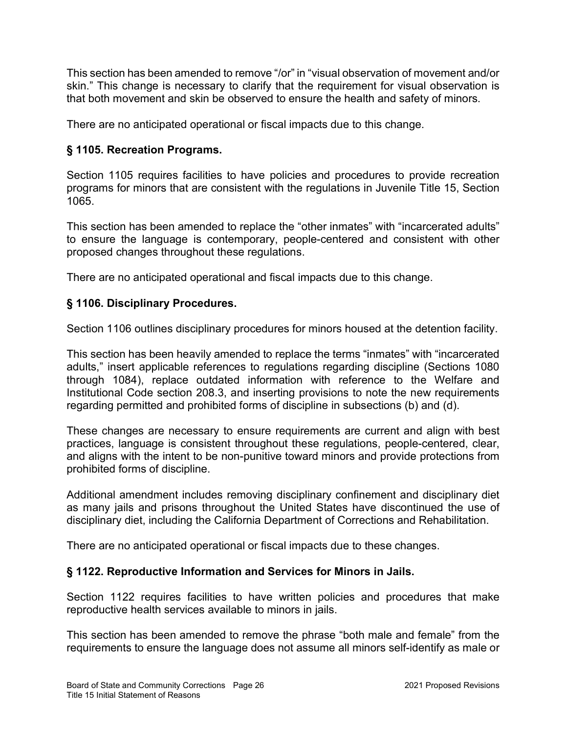This section has been amended to remove "/or" in "visual observation of movement and/or skin." This change is necessary to clarify that the requirement for visual observation is that both movement and skin be observed to ensure the health and safety of minors.

There are no anticipated operational or fiscal impacts due to this change.

### § 1105. Recreation Programs.

Section 1105 requires facilities to have policies and procedures to provide recreation programs for minors that are consistent with the regulations in Juvenile Title 15, Section 1065.

This section has been amended to replace the "other inmates" with "incarcerated adults" to ensure the language is contemporary, people-centered and consistent with other proposed changes throughout these regulations.

There are no anticipated operational and fiscal impacts due to this change.

### § 1106. Disciplinary Procedures.

Section 1106 outlines disciplinary procedures for minors housed at the detention facility.

This section has been heavily amended to replace the terms "inmates" with "incarcerated adults," insert applicable references to regulations regarding discipline (Sections 1080 through 1084), replace outdated information with reference to the Welfare and Institutional Code section 208.3, and inserting provisions to note the new requirements regarding permitted and prohibited forms of discipline in subsections (b) and (d).

These changes are necessary to ensure requirements are current and align with best practices, language is consistent throughout these regulations, people-centered, clear, and aligns with the intent to be non-punitive toward minors and provide protections from prohibited forms of discipline.

Additional amendment includes removing disciplinary confinement and disciplinary diet as many jails and prisons throughout the United States have discontinued the use of disciplinary diet, including the California Department of Corrections and Rehabilitation.

There are no anticipated operational or fiscal impacts due to these changes.

### § 1122. Reproductive Information and Services for Minors in Jails.

Section 1122 requires facilities to have written policies and procedures that make reproductive health services available to minors in jails.

This section has been amended to remove the phrase "both male and female" from the requirements to ensure the language does not assume all minors self-identify as male or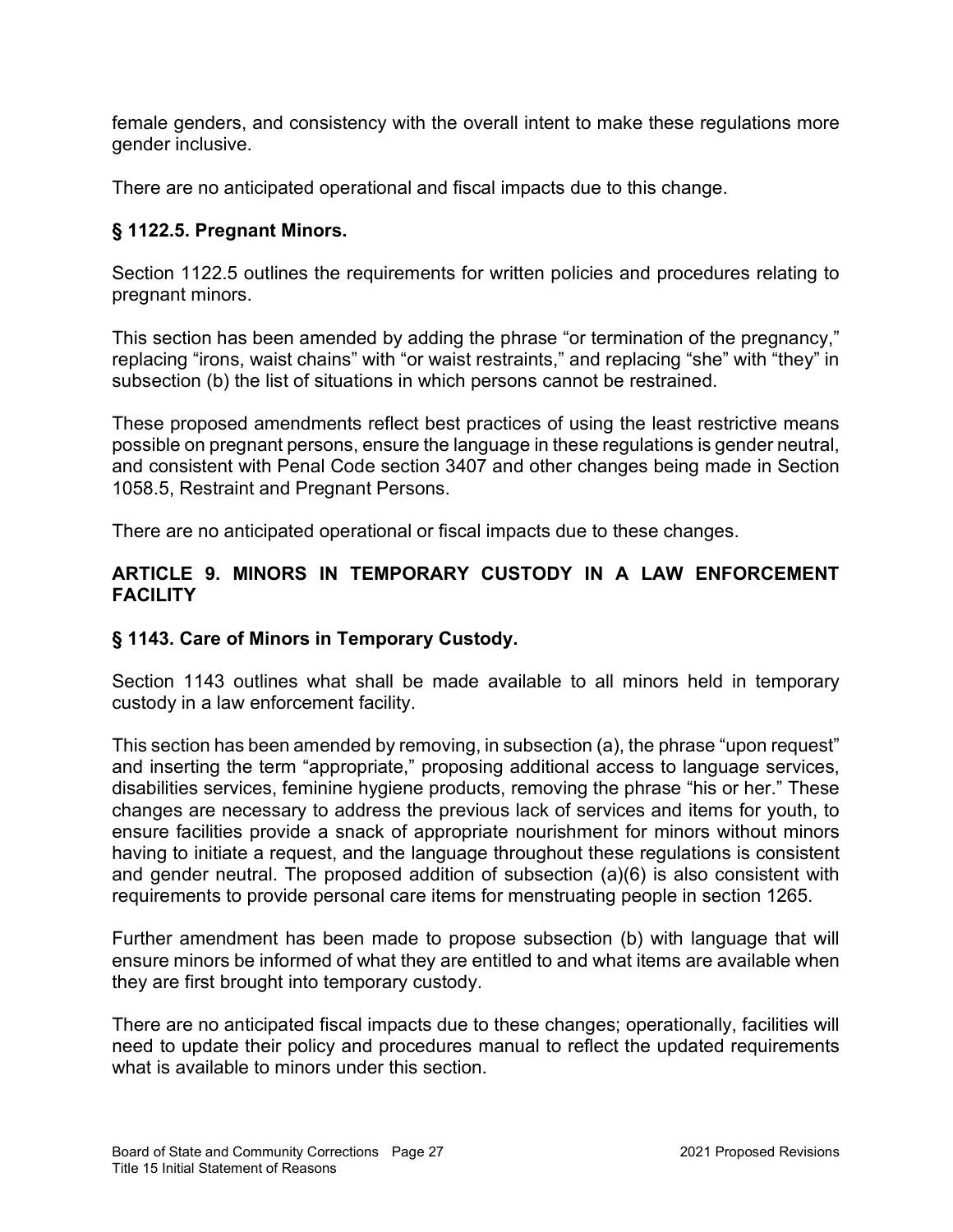female genders, and consistency with the overall intent to make these regulations more gender inclusive.

There are no anticipated operational and fiscal impacts due to this change.

### § 1122.5. Pregnant Minors.

Section 1122.5 outlines the requirements for written policies and procedures relating to pregnant minors.

This section has been amended by adding the phrase "or termination of the pregnancy," replacing "irons, waist chains" with "or waist restraints," and replacing "she" with "they" in subsection (b) the list of situations in which persons cannot be restrained.

These proposed amendments reflect best practices of using the least restrictive means possible on pregnant persons, ensure the language in these regulations is gender neutral, and consistent with Penal Code section 3407 and other changes being made in Section 1058.5, Restraint and Pregnant Persons.

There are no anticipated operational or fiscal impacts due to these changes.

## ARTICLE 9. MINORS IN TEMPORARY CUSTODY IN A LAW ENFORCEMENT FACILITY

### § 1143. Care of Minors in Temporary Custody.

Section 1143 outlines what shall be made available to all minors held in temporary custody in a law enforcement facility.

This section has been amended by removing, in subsection (a), the phrase "upon request" and inserting the term "appropriate," proposing additional access to language services, disabilities services, feminine hygiene products, removing the phrase "his or her." These changes are necessary to address the previous lack of services and items for youth, to ensure facilities provide a snack of appropriate nourishment for minors without minors having to initiate a request, and the language throughout these regulations is consistent and gender neutral. The proposed addition of subsection (a)(6) is also consistent with requirements to provide personal care items for menstruating people in section 1265.

Further amendment has been made to propose subsection (b) with language that will ensure minors be informed of what they are entitled to and what items are available when they are first brought into temporary custody.

There are no anticipated fiscal impacts due to these changes; operationally, facilities will need to update their policy and procedures manual to reflect the updated requirements what is available to minors under this section.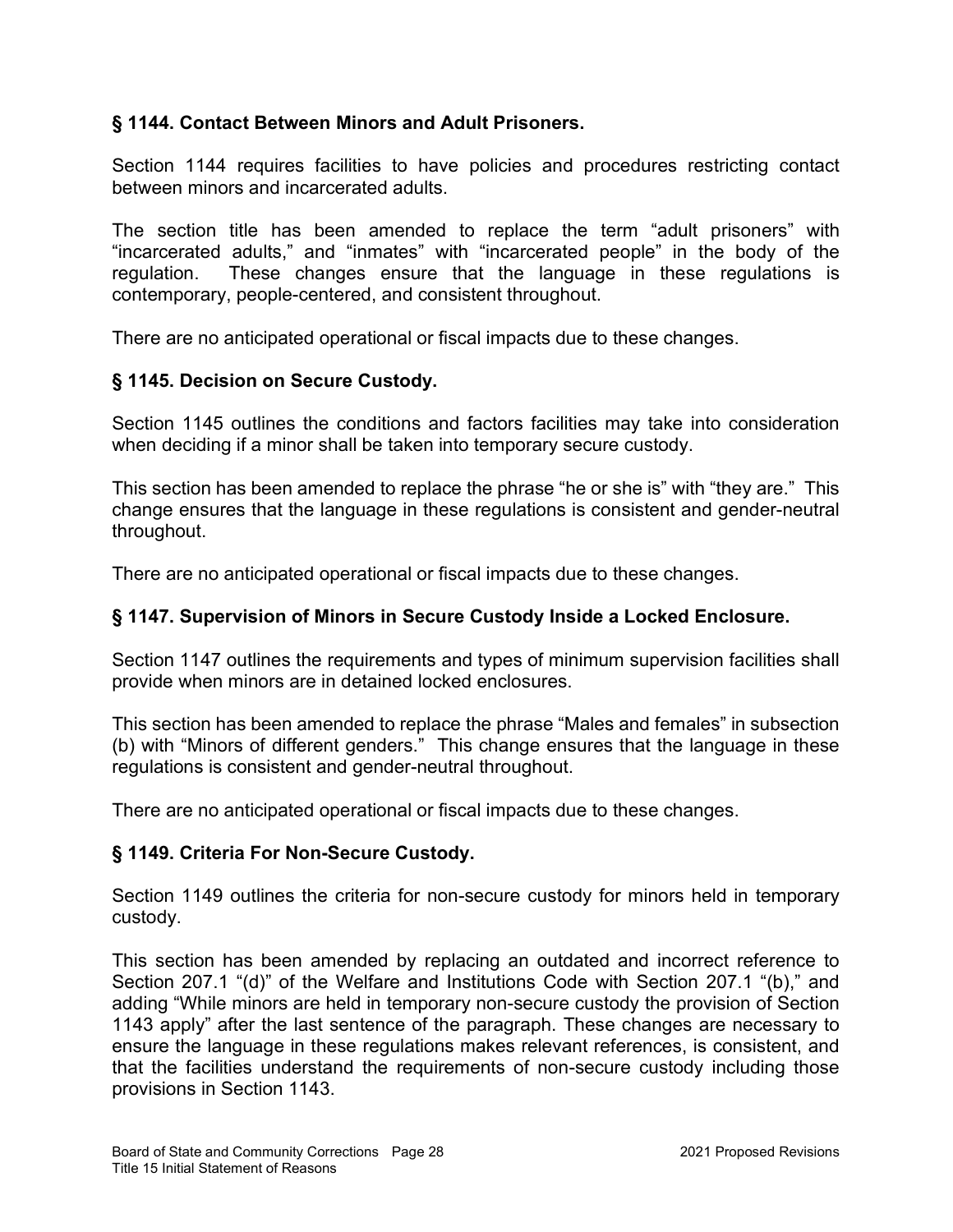### § 1144. Contact Between Minors and Adult Prisoners.

Section 1144 requires facilities to have policies and procedures restricting contact between minors and incarcerated adults.

The section title has been amended to replace the term "adult prisoners" with "incarcerated adults," and "inmates" with "incarcerated people" in the body of the regulation. These changes ensure that the language in these regulations is contemporary, people-centered, and consistent throughout.

There are no anticipated operational or fiscal impacts due to these changes.

### § 1145. Decision on Secure Custody.

Section 1145 outlines the conditions and factors facilities may take into consideration when deciding if a minor shall be taken into temporary secure custody.

This section has been amended to replace the phrase "he or she is" with "they are." This change ensures that the language in these regulations is consistent and gender-neutral throughout.

There are no anticipated operational or fiscal impacts due to these changes.

### § 1147. Supervision of Minors in Secure Custody Inside a Locked Enclosure.

Section 1147 outlines the requirements and types of minimum supervision facilities shall provide when minors are in detained locked enclosures.

This section has been amended to replace the phrase "Males and females" in subsection (b) with "Minors of different genders." This change ensures that the language in these regulations is consistent and gender-neutral throughout.

There are no anticipated operational or fiscal impacts due to these changes.

### § 1149. Criteria For Non-Secure Custody.

Section 1149 outlines the criteria for non-secure custody for minors held in temporary custody.

This section has been amended by replacing an outdated and incorrect reference to Section 207.1 "(d)" of the Welfare and Institutions Code with Section 207.1 "(b)," and adding "While minors are held in temporary non-secure custody the provision of Section 1143 apply" after the last sentence of the paragraph. These changes are necessary to ensure the language in these regulations makes relevant references, is consistent, and that the facilities understand the requirements of non-secure custody including those provisions in Section 1143.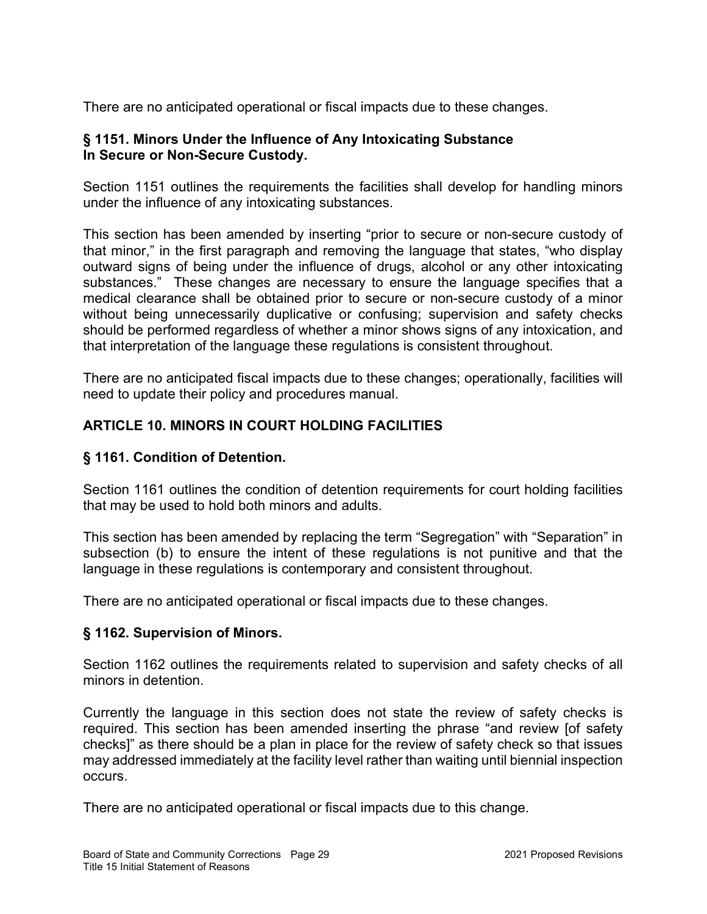There are no anticipated operational or fiscal impacts due to these changes.

### § 1151. Minors Under the Influence of Any Intoxicating Substance In Secure or Non-Secure Custody.

Section 1151 outlines the requirements the facilities shall develop for handling minors under the influence of any intoxicating substances.

This section has been amended by inserting "prior to secure or non-secure custody of that minor," in the first paragraph and removing the language that states, "who display outward signs of being under the influence of drugs, alcohol or any other intoxicating substances." These changes are necessary to ensure the language specifies that a medical clearance shall be obtained prior to secure or non-secure custody of a minor without being unnecessarily duplicative or confusing; supervision and safety checks should be performed regardless of whether a minor shows signs of any intoxication, and that interpretation of the language these regulations is consistent throughout.

There are no anticipated fiscal impacts due to these changes; operationally, facilities will need to update their policy and procedures manual.

## ARTICLE 10. MINORS IN COURT HOLDING FACILITIES

### § 1161. Condition of Detention.

Section 1161 outlines the condition of detention requirements for court holding facilities that may be used to hold both minors and adults.

This section has been amended by replacing the term "Segregation" with "Separation" in subsection (b) to ensure the intent of these regulations is not punitive and that the language in these regulations is contemporary and consistent throughout.

There are no anticipated operational or fiscal impacts due to these changes.

### § 1162. Supervision of Minors.

Section 1162 outlines the requirements related to supervision and safety checks of all minors in detention.

Currently the language in this section does not state the review of safety checks is required. This section has been amended inserting the phrase "and review [of safety checks]" as there should be a plan in place for the review of safety check so that issues may addressed immediately at the facility level rather than waiting until biennial inspection occurs.

There are no anticipated operational or fiscal impacts due to this change.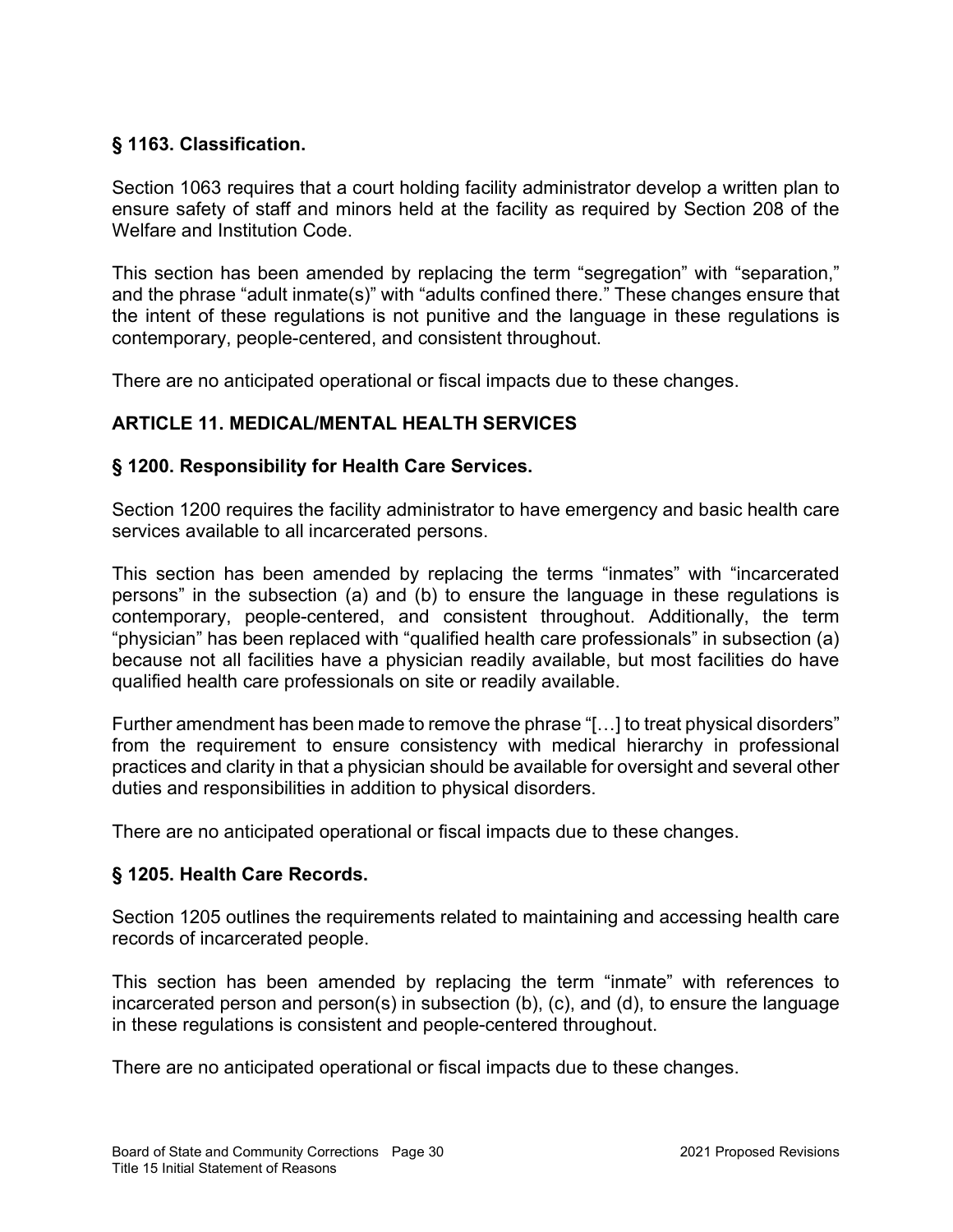### § 1163. Classification.

Section 1063 requires that a court holding facility administrator develop a written plan to ensure safety of staff and minors held at the facility as required by Section 208 of the Welfare and Institution Code.

This section has been amended by replacing the term "segregation" with "separation," and the phrase "adult inmate(s)" with "adults confined there." These changes ensure that the intent of these regulations is not punitive and the language in these regulations is contemporary, people-centered, and consistent throughout.

There are no anticipated operational or fiscal impacts due to these changes.

## ARTICLE 11. MEDICAL/MENTAL HEALTH SERVICES

### § 1200. Responsibility for Health Care Services.

Section 1200 requires the facility administrator to have emergency and basic health care services available to all incarcerated persons.

This section has been amended by replacing the terms "inmates" with "incarcerated persons" in the subsection (a) and (b) to ensure the language in these regulations is contemporary, people-centered, and consistent throughout. Additionally, the term "physician" has been replaced with "qualified health care professionals" in subsection (a) because not all facilities have a physician readily available, but most facilities do have qualified health care professionals on site or readily available.

Further amendment has been made to remove the phrase "[…] to treat physical disorders" from the requirement to ensure consistency with medical hierarchy in professional practices and clarity in that a physician should be available for oversight and several other duties and responsibilities in addition to physical disorders.

There are no anticipated operational or fiscal impacts due to these changes.

### § 1205. Health Care Records.

Section 1205 outlines the requirements related to maintaining and accessing health care records of incarcerated people.

This section has been amended by replacing the term "inmate" with references to incarcerated person and person(s) in subsection (b), (c), and (d), to ensure the language in these regulations is consistent and people-centered throughout.

There are no anticipated operational or fiscal impacts due to these changes.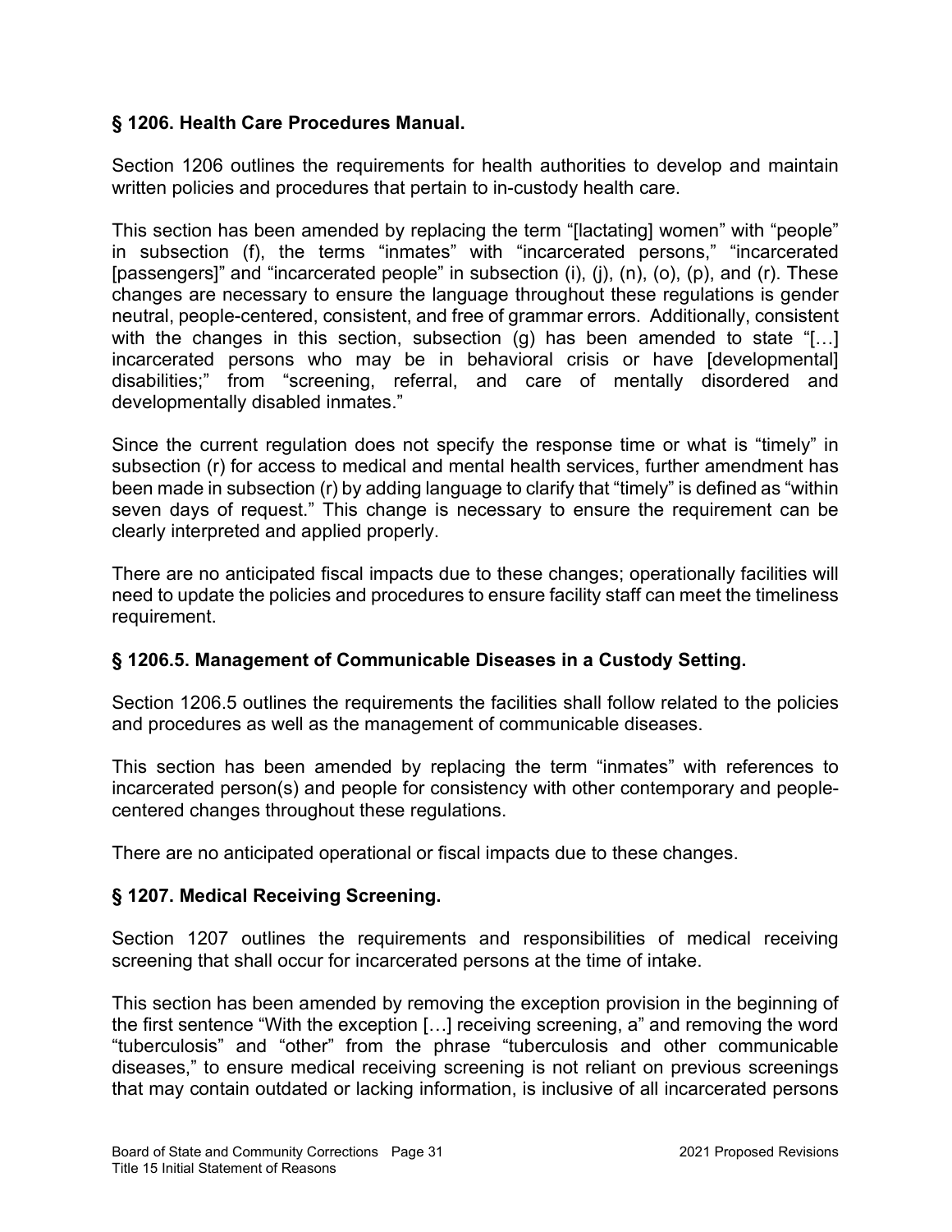## § 1206. Health Care Procedures Manual.

Section 1206 outlines the requirements for health authorities to develop and maintain written policies and procedures that pertain to in-custody health care.

This section has been amended by replacing the term "[lactating] women" with "people" in subsection (f), the terms "inmates" with "incarcerated persons," "incarcerated [passengers]" and "incarcerated people" in subsection (i), (j), (n), (o), (p), and (r). These changes are necessary to ensure the language throughout these regulations is gender neutral, people-centered, consistent, and free of grammar errors. Additionally, consistent with the changes in this section, subsection (g) has been amended to state "[…] incarcerated persons who may be in behavioral crisis or have [developmental] disabilities;" from "screening, referral, and care of mentally disordered and developmentally disabled inmates."

Since the current regulation does not specify the response time or what is "timely" in subsection (r) for access to medical and mental health services, further amendment has been made in subsection (r) by adding language to clarify that "timely" is defined as "within seven days of request." This change is necessary to ensure the requirement can be clearly interpreted and applied properly.

There are no anticipated fiscal impacts due to these changes; operationally facilities will need to update the policies and procedures to ensure facility staff can meet the timeliness requirement.

## § 1206.5. Management of Communicable Diseases in a Custody Setting.

Section 1206.5 outlines the requirements the facilities shall follow related to the policies and procedures as well as the management of communicable diseases.

This section has been amended by replacing the term "inmates" with references to incarcerated person(s) and people for consistency with other contemporary and people-centered changes throughout these regulations.

There are no anticipated operational or fiscal impacts due to these changes.

## § 1207. Medical Receiving Screening.

Section 1207 outlines the requirements and responsibilities of medical receiving screening that shall occur for incarcerated persons at the time of intake.

This section has been amended by removing the exception provision in the beginning of the first sentence "With the exception […] receiving screening, a" and removing the word "tuberculosis" and "other" from the phrase "tuberculosis and other communicable diseases," to ensure medical receiving screening is not reliant on previous screenings that may contain outdated or lacking information, is inclusive of all incarcerated persons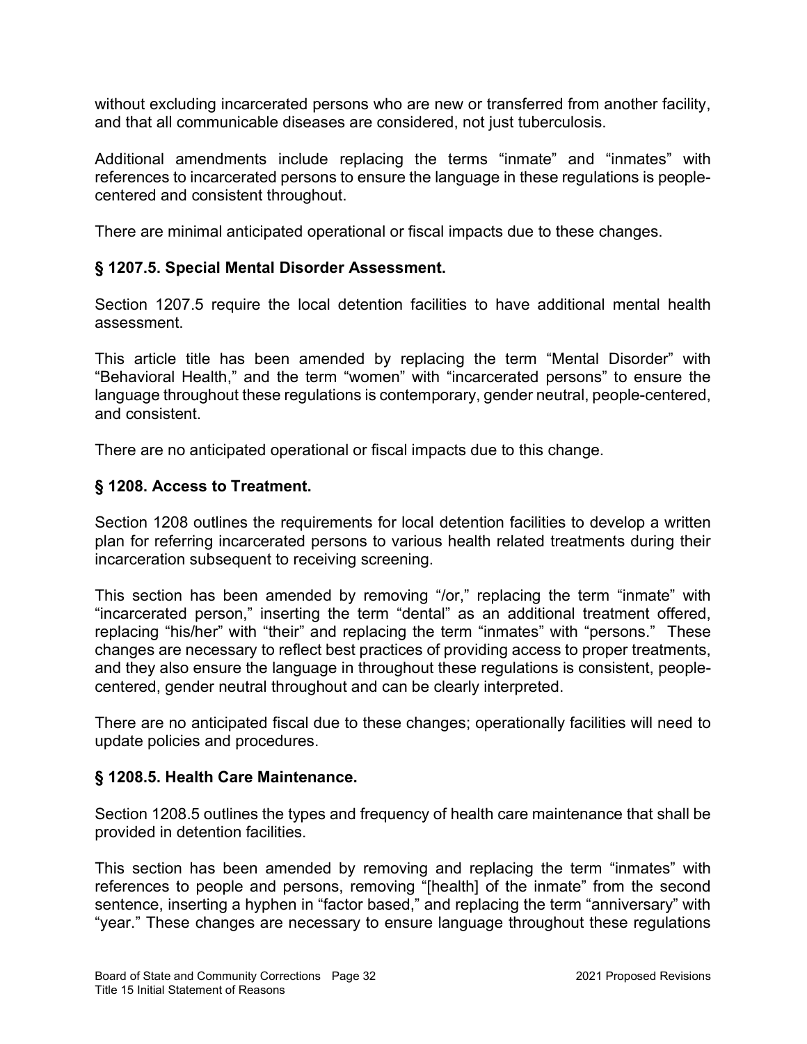without excluding incarcerated persons who are new or transferred from another facility, and that all communicable diseases are considered, not just tuberculosis.

Additional amendments include replacing the terms "inmate" and "inmates" with references to incarcerated persons to ensure the language in these regulations is people-centered and consistent throughout.

There are minimal anticipated operational or fiscal impacts due to these changes.

### § 1207.5. Special Mental Disorder Assessment.

Section 1207.5 require the local detention facilities to have additional mental health assessment.

This article title has been amended by replacing the term "Mental Disorder" with "Behavioral Health," and the term "women" with "incarcerated persons" to ensure the language throughout these regulations is contemporary, gender neutral, people-centered, and consistent.

There are no anticipated operational or fiscal impacts due to this change.

### § 1208. Access to Treatment.

Section 1208 outlines the requirements for local detention facilities to develop a written plan for referring incarcerated persons to various health related treatments during their incarceration subsequent to receiving screening.

This section has been amended by removing "/or," replacing the term "inmate" with "incarcerated person," inserting the term "dental" as an additional treatment offered, replacing "his/her" with "their" and replacing the term "inmates" with "persons." These changes are necessary to reflect best practices of providing access to proper treatments, and they also ensure the language in throughout these regulations is consistent, people-centered, gender neutral throughout and can be clearly interpreted.

There are no anticipated fiscal due to these changes; operationally facilities will need to update policies and procedures.

### § 1208.5. Health Care Maintenance.

Section 1208.5 outlines the types and frequency of health care maintenance that shall be provided in detention facilities.

This section has been amended by removing and replacing the term "inmates" with references to people and persons, removing "[health] of the inmate" from the second sentence, inserting a hyphen in "factor based," and replacing the term "anniversary" with "year." These changes are necessary to ensure language throughout these regulations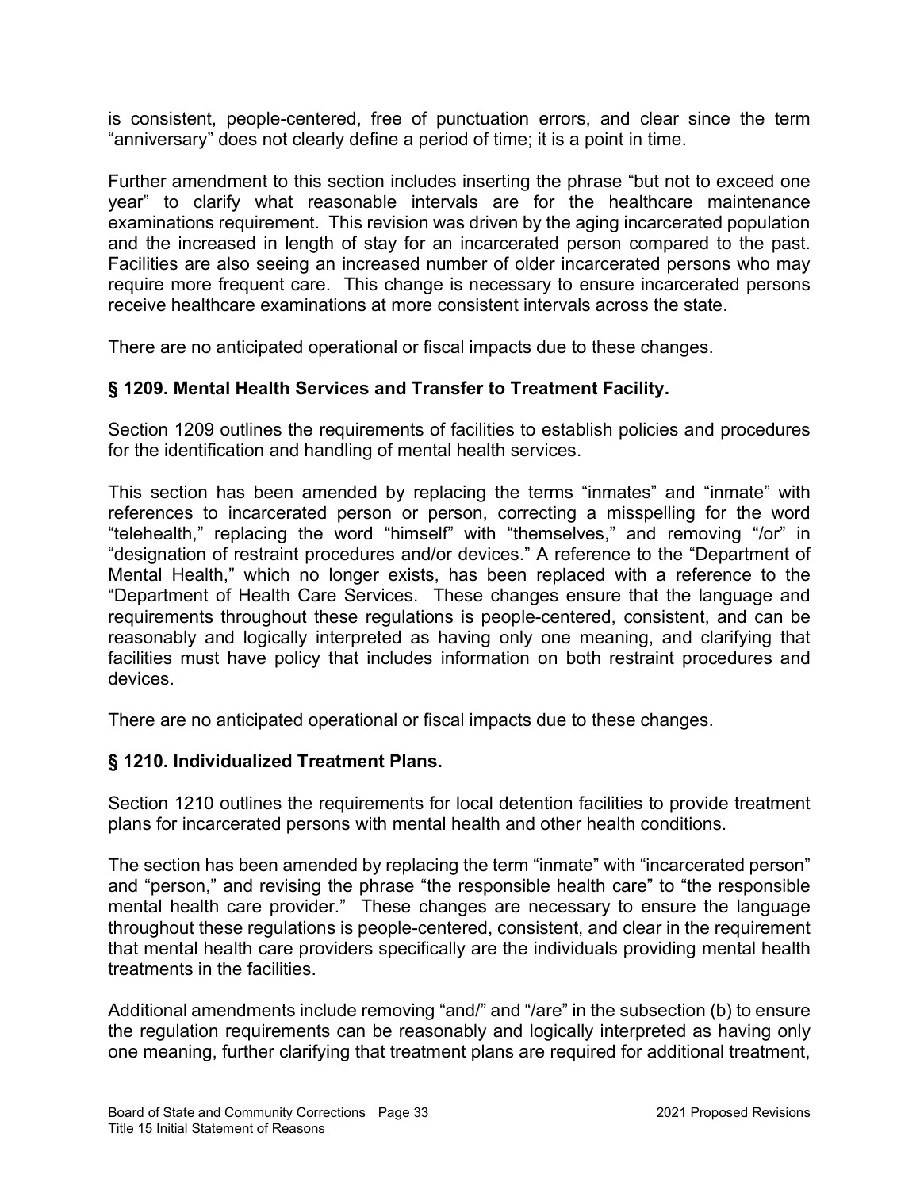is consistent, people-centered, free of punctuation errors, and clear since the term "anniversary" does not clearly define a period of time; it is a point in time.

Further amendment to this section includes inserting the phrase "but not to exceed one year" to clarify what reasonable intervals are for the healthcare maintenance examinations requirement. This revision was driven by the aging incarcerated population and the increased in length of stay for an incarcerated person compared to the past. Facilities are also seeing an increased number of older incarcerated persons who may require more frequent care. This change is necessary to ensure incarcerated persons receive healthcare examinations at more consistent intervals across the state.

There are no anticipated operational or fiscal impacts due to these changes.

### § 1209. Mental Health Services and Transfer to Treatment Facility.

Section 1209 outlines the requirements of facilities to establish policies and procedures for the identification and handling of mental health services.

This section has been amended by replacing the terms "inmates" and "inmate" with references to incarcerated person or person, correcting a misspelling for the word "telehealth," replacing the word "himself" with "themselves," and removing "/or" in "designation of restraint procedures and/or devices." A reference to the "Department of Mental Health," which no longer exists, has been replaced with a reference to the "Department of Health Care Services. These changes ensure that the language and requirements throughout these regulations is people-centered, consistent, and can be reasonably and logically interpreted as having only one meaning, and clarifying that facilities must have policy that includes information on both restraint procedures and devices.

There are no anticipated operational or fiscal impacts due to these changes.

### § 1210. Individualized Treatment Plans.

Section 1210 outlines the requirements for local detention facilities to provide treatment plans for incarcerated persons with mental health and other health conditions.

The section has been amended by replacing the term "inmate" with "incarcerated person" and "person," and revising the phrase "the responsible health care" to "the responsible mental health care provider." These changes are necessary to ensure the language throughout these regulations is people-centered, consistent, and clear in the requirement that mental health care providers specifically are the individuals providing mental health treatments in the facilities.

Additional amendments include removing "and/" and "/are" in the subsection (b) to ensure the regulation requirements can be reasonably and logically interpreted as having only one meaning, further clarifying that treatment plans are required for additional treatment,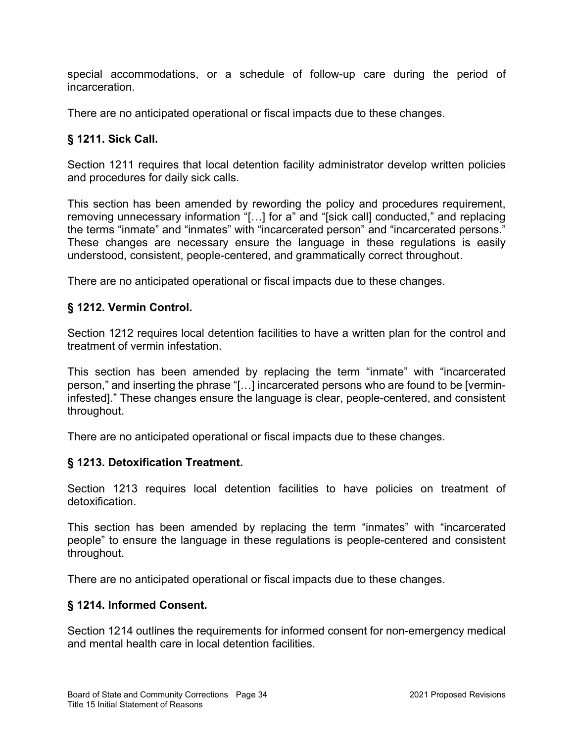special accommodations, or a schedule of follow-up care during the period of incarceration.

There are no anticipated operational or fiscal impacts due to these changes.

### § 1211. Sick Call.

Section 1211 requires that local detention facility administrator develop written policies and procedures for daily sick calls.

This section has been amended by rewording the policy and procedures requirement, removing unnecessary information "[…] for a" and "[sick call] conducted," and replacing the terms "inmate" and "inmates" with "incarcerated person" and "incarcerated persons." These changes are necessary ensure the language in these regulations is easily understood, consistent, people-centered, and grammatically correct throughout.

There are no anticipated operational or fiscal impacts due to these changes.

### § 1212. Vermin Control.

Section 1212 requires local detention facilities to have a written plan for the control and treatment of vermin infestation.

This section has been amended by replacing the term "inmate" with "incarcerated person," and inserting the phrase "[…] incarcerated persons who are found to be [vermin-infested]." These changes ensure the language is clear, people-centered, and consistent throughout.

There are no anticipated operational or fiscal impacts due to these changes.

### § 1213. Detoxification Treatment.

Section 1213 requires local detention facilities to have policies on treatment of detoxification.

This section has been amended by replacing the term "inmates" with "incarcerated people" to ensure the language in these regulations is people-centered and consistent throughout.

There are no anticipated operational or fiscal impacts due to these changes.

### § 1214. Informed Consent.

Section 1214 outlines the requirements for informed consent for non-emergency medical and mental health care in local detention facilities.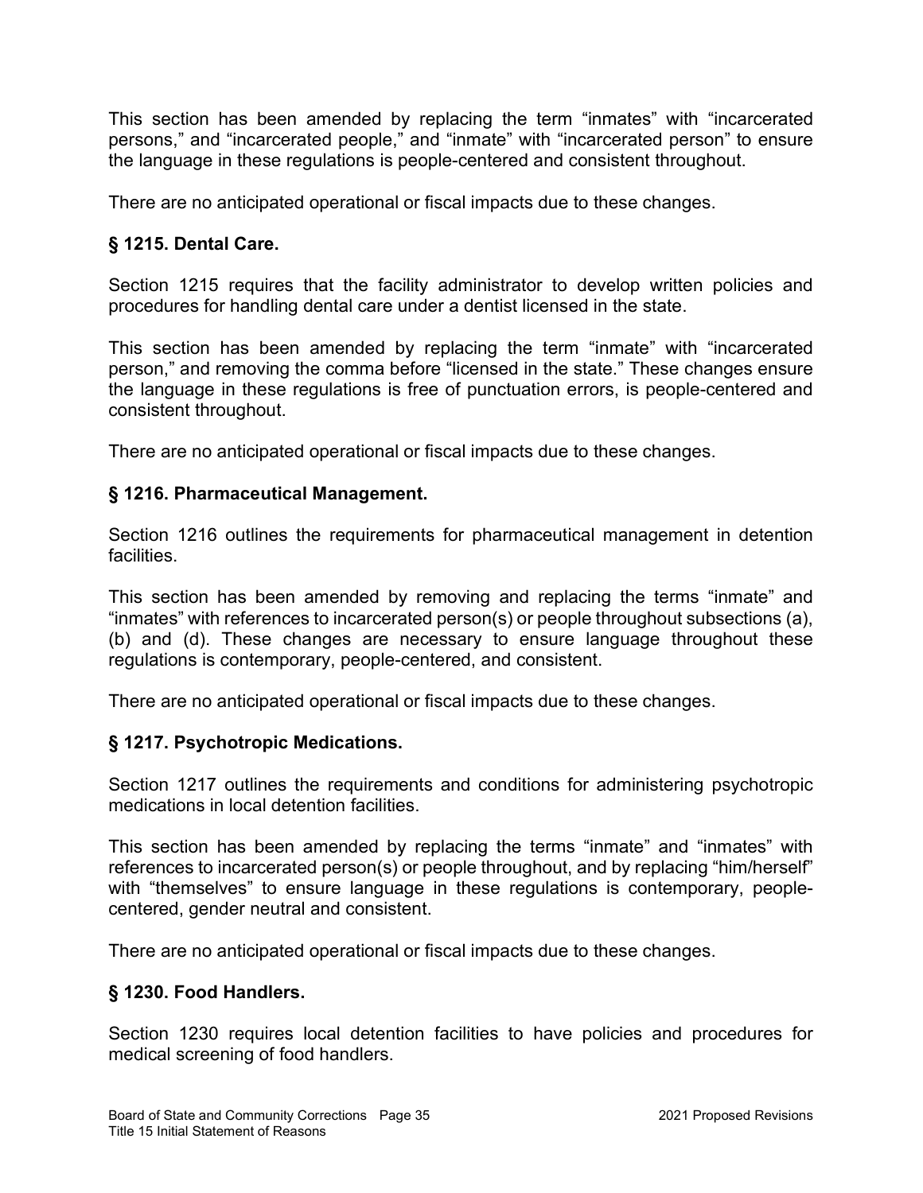This section has been amended by replacing the term "inmates" with "incarcerated persons," and "incarcerated people," and "inmate" with "incarcerated person" to ensure the language in these regulations is people-centered and consistent throughout.

There are no anticipated operational or fiscal impacts due to these changes.

### § 1215. Dental Care.

Section 1215 requires that the facility administrator to develop written policies and procedures for handling dental care under a dentist licensed in the state.

This section has been amended by replacing the term "inmate" with "incarcerated person," and removing the comma before "licensed in the state." These changes ensure the language in these regulations is free of punctuation errors, is people-centered and consistent throughout.

There are no anticipated operational or fiscal impacts due to these changes.

### § 1216. Pharmaceutical Management.

Section 1216 outlines the requirements for pharmaceutical management in detention facilities.

This section has been amended by removing and replacing the terms "inmate" and "inmates" with references to incarcerated person(s) or people throughout subsections (a), (b) and (d). These changes are necessary to ensure language throughout these regulations is contemporary, people-centered, and consistent.

There are no anticipated operational or fiscal impacts due to these changes.

### § 1217. Psychotropic Medications.

Section 1217 outlines the requirements and conditions for administering psychotropic medications in local detention facilities.

This section has been amended by replacing the terms "inmate" and "inmates" with references to incarcerated person(s) or people throughout, and by replacing "him/herself" with "themselves" to ensure language in these regulations is contemporary, people-centered, gender neutral and consistent.

There are no anticipated operational or fiscal impacts due to these changes.

### § 1230. Food Handlers.

Section 1230 requires local detention facilities to have policies and procedures for medical screening of food handlers.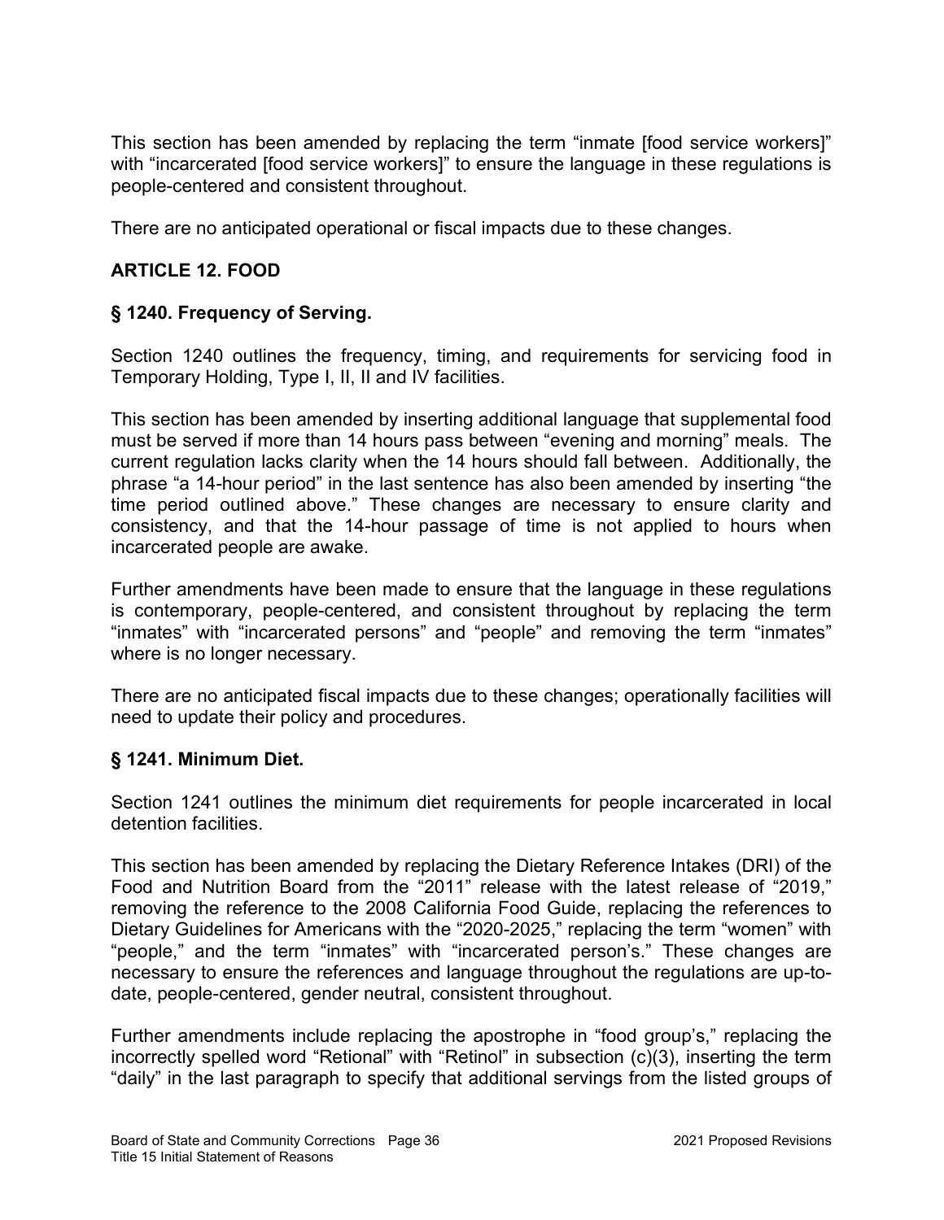This section has been amended by replacing the term "inmate [food service workers]" with "incarcerated [food service workers]" to ensure the language in these regulations is people-centered and consistent throughout.

There are no anticipated operational or fiscal impacts due to these changes.

## ARTICLE 12. FOOD

### § 1240. Frequency of Serving.

Section 1240 outlines the frequency, timing, and requirements for servicing food in Temporary Holding, Type I, II, II and IV facilities.

This section has been amended by inserting additional language that supplemental food must be served if more than 14 hours pass between "evening and morning" meals. The current regulation lacks clarity when the 14 hours should fall between. Additionally, the phrase "a 14-hour period" in the last sentence has also been amended by inserting "the time period outlined above." These changes are necessary to ensure clarity and consistency, and that the 14-hour passage of time is not applied to hours when incarcerated people are awake.

Further amendments have been made to ensure that the language in these regulations is contemporary, people-centered, and consistent throughout by replacing the term "inmates" with "incarcerated persons" and "people" and removing the term "inmates" where is no longer necessary.

There are no anticipated fiscal impacts due to these changes; operationally facilities will need to update their policy and procedures.

### § 1241. Minimum Diet.

Section 1241 outlines the minimum diet requirements for people incarcerated in local detention facilities.

This section has been amended by replacing the Dietary Reference Intakes (DRI) of the Food and Nutrition Board from the "2011" release with the latest release of "2019," removing the reference to the 2008 California Food Guide, replacing the references to Dietary Guidelines for Americans with the "2020-2025," replacing the term "women" with "people," and the term "inmates" with "incarcerated person's." These changes are necessary to ensure the references and language throughout the regulations are up-to-date, people-centered, gender neutral, consistent throughout.

Further amendments include replacing the apostrophe in "food group's," replacing the incorrectly spelled word "Retional" with "Retinol" in subsection (c)(3), inserting the term "daily" in the last paragraph to specify that additional servings from the listed groups of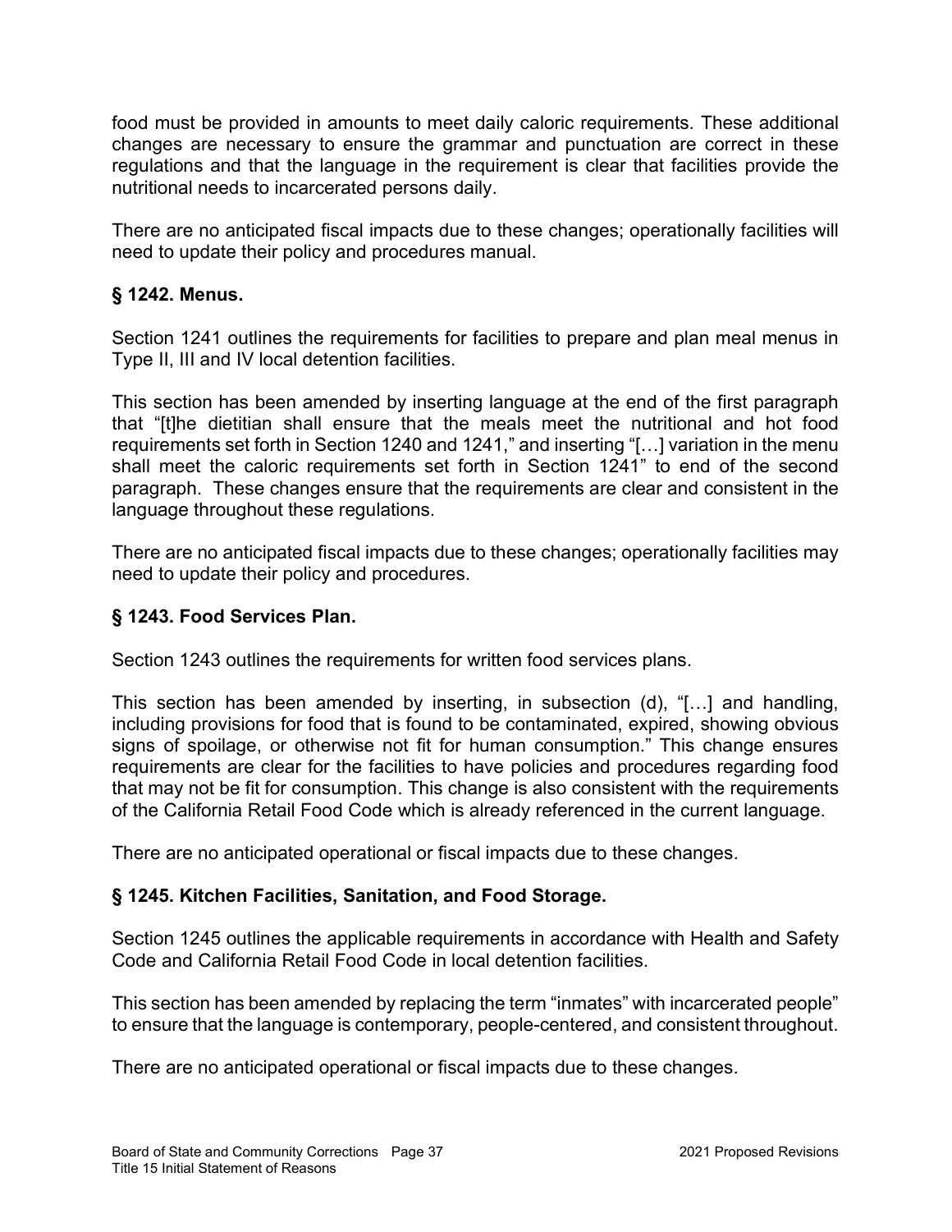food must be provided in amounts to meet daily caloric requirements. These additional changes are necessary to ensure the grammar and punctuation are correct in these regulations and that the language in the requirement is clear that facilities provide the nutritional needs to incarcerated persons daily.

There are no anticipated fiscal impacts due to these changes; operationally facilities will need to update their policy and procedures manual.

### § 1242. Menus.

Section 1241 outlines the requirements for facilities to prepare and plan meal menus in Type II, III and IV local detention facilities.

This section has been amended by inserting language at the end of the first paragraph that "[t]he dietitian shall ensure that the meals meet the nutritional and hot food requirements set forth in Section 1240 and 1241," and inserting "[…] variation in the menu shall meet the caloric requirements set forth in Section 1241" to end of the second paragraph. These changes ensure that the requirements are clear and consistent in the language throughout these regulations.

There are no anticipated fiscal impacts due to these changes; operationally facilities may need to update their policy and procedures.

### § 1243. Food Services Plan.

Section 1243 outlines the requirements for written food services plans.

This section has been amended by inserting, in subsection (d), "[…] and handling, including provisions for food that is found to be contaminated, expired, showing obvious signs of spoilage, or otherwise not fit for human consumption." This change ensures requirements are clear for the facilities to have policies and procedures regarding food that may not be fit for consumption. This change is also consistent with the requirements of the California Retail Food Code which is already referenced in the current language.

There are no anticipated operational or fiscal impacts due to these changes.

### § 1245. Kitchen Facilities, Sanitation, and Food Storage.

Section 1245 outlines the applicable requirements in accordance with Health and Safety Code and California Retail Food Code in local detention facilities.

This section has been amended by replacing the term "inmates" with incarcerated people" to ensure that the language is contemporary, people-centered, and consistent throughout.

There are no anticipated operational or fiscal impacts due to these changes.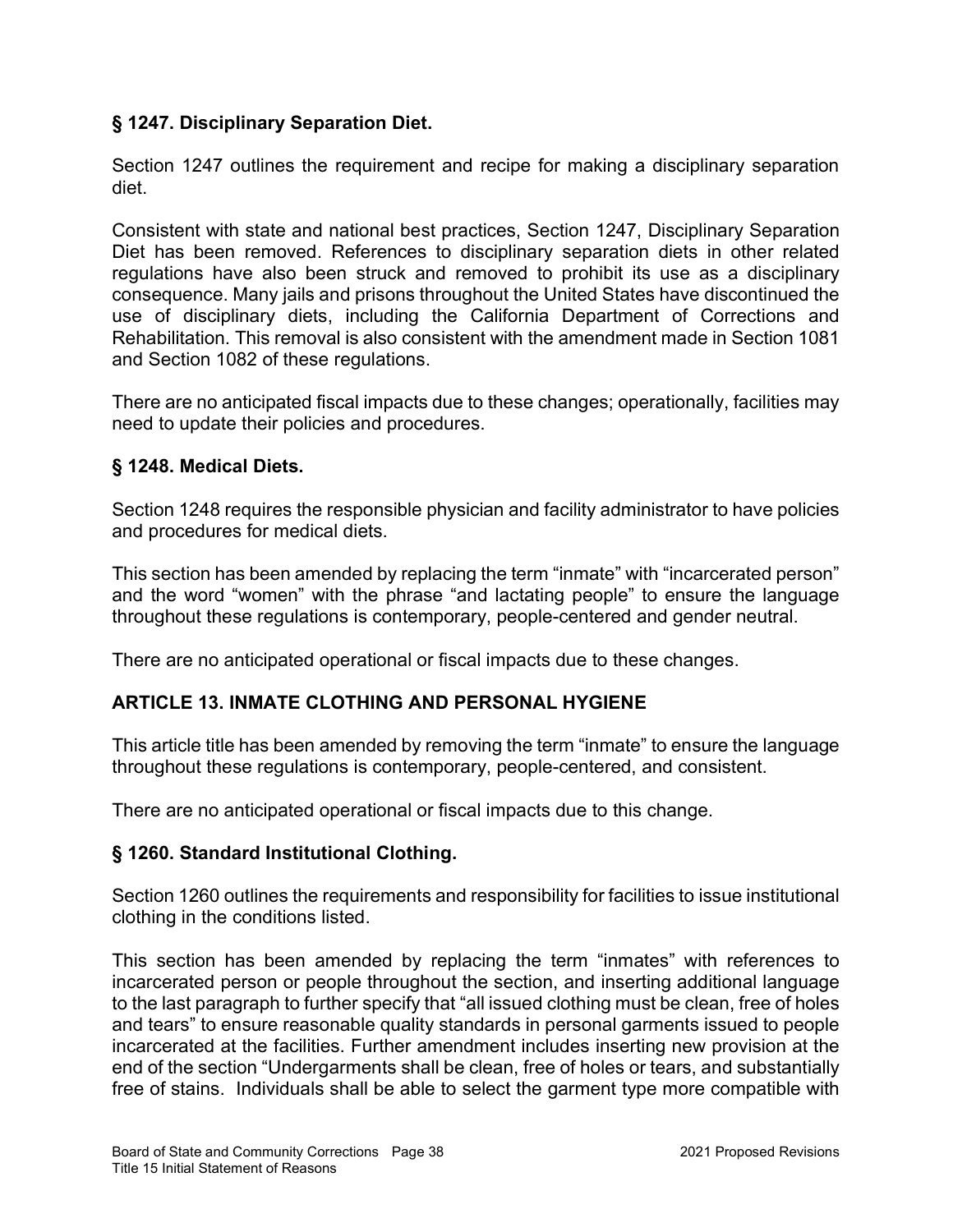### § 1247. Disciplinary Separation Diet.

Section 1247 outlines the requirement and recipe for making a disciplinary separation diet.

Consistent with state and national best practices, Section 1247, Disciplinary Separation Diet has been removed. References to disciplinary separation diets in other related regulations have also been struck and removed to prohibit its use as a disciplinary consequence. Many jails and prisons throughout the United States have discontinued the use of disciplinary diets, including the California Department of Corrections and Rehabilitation. This removal is also consistent with the amendment made in Section 1081 and Section 1082 of these regulations.

There are no anticipated fiscal impacts due to these changes; operationally, facilities may need to update their policies and procedures.

### § 1248. Medical Diets.

Section 1248 requires the responsible physician and facility administrator to have policies and procedures for medical diets.

This section has been amended by replacing the term "inmate" with "incarcerated person" and the word "women" with the phrase "and lactating people" to ensure the language throughout these regulations is contemporary, people-centered and gender neutral.

There are no anticipated operational or fiscal impacts due to these changes.

## ARTICLE 13. INMATE CLOTHING AND PERSONAL HYGIENE

This article title has been amended by removing the term "inmate" to ensure the language throughout these regulations is contemporary, people-centered, and consistent.

There are no anticipated operational or fiscal impacts due to this change.

### § 1260. Standard Institutional Clothing.

Section 1260 outlines the requirements and responsibility for facilities to issue institutional clothing in the conditions listed.

This section has been amended by replacing the term "inmates" with references to incarcerated person or people throughout the section, and inserting additional language to the last paragraph to further specify that "all issued clothing must be clean, free of holes and tears" to ensure reasonable quality standards in personal garments issued to people incarcerated at the facilities. Further amendment includes inserting new provision at the end of the section "Undergarments shall be clean, free of holes or tears, and substantially free of stains. Individuals shall be able to select the garment type more compatible with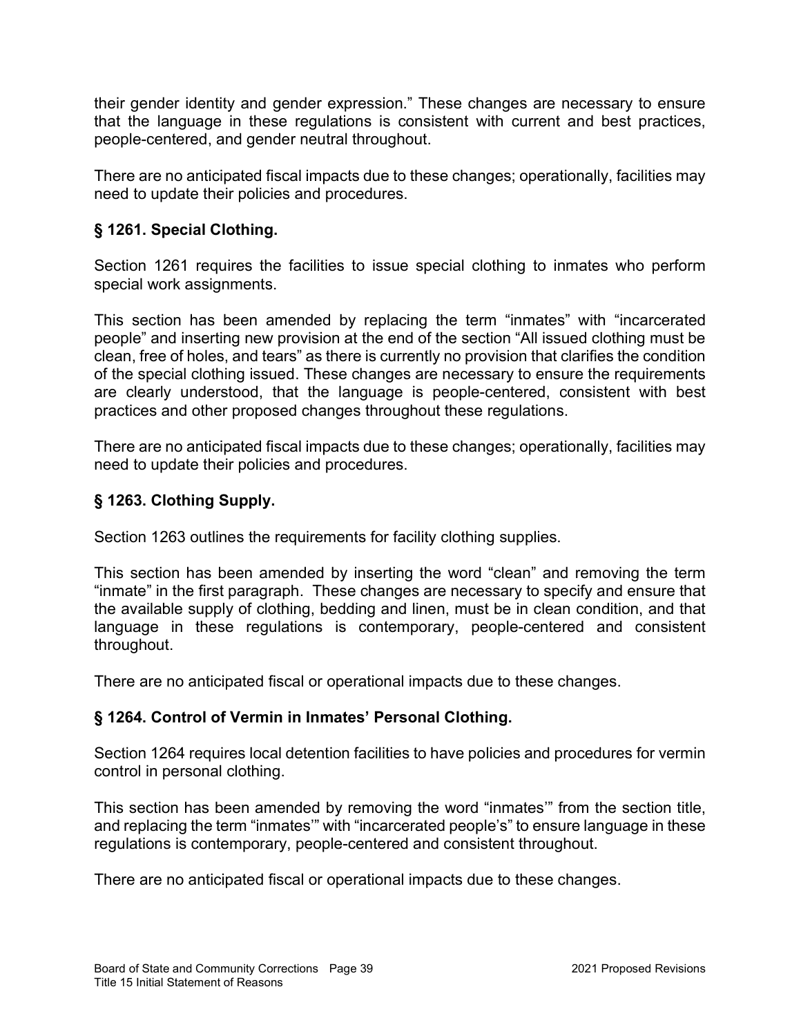their gender identity and gender expression." These changes are necessary to ensure that the language in these regulations is consistent with current and best practices, people-centered, and gender neutral throughout.

There are no anticipated fiscal impacts due to these changes; operationally, facilities may need to update their policies and procedures.

### § 1261. Special Clothing.

Section 1261 requires the facilities to issue special clothing to inmates who perform special work assignments.

This section has been amended by replacing the term "inmates" with "incarcerated people" and inserting new provision at the end of the section "All issued clothing must be clean, free of holes, and tears" as there is currently no provision that clarifies the condition of the special clothing issued. These changes are necessary to ensure the requirements are clearly understood, that the language is people-centered, consistent with best practices and other proposed changes throughout these regulations.

There are no anticipated fiscal impacts due to these changes; operationally, facilities may need to update their policies and procedures.

### § 1263. Clothing Supply.

Section 1263 outlines the requirements for facility clothing supplies.

This section has been amended by inserting the word "clean" and removing the term "inmate" in the first paragraph. These changes are necessary to specify and ensure that the available supply of clothing, bedding and linen, must be in clean condition, and that language in these regulations is contemporary, people-centered and consistent throughout.

There are no anticipated fiscal or operational impacts due to these changes.

### § 1264. Control of Vermin in Inmates' Personal Clothing.

Section 1264 requires local detention facilities to have policies and procedures for vermin control in personal clothing.

This section has been amended by removing the word "inmates'" from the section title, and replacing the term "inmates'" with "incarcerated people's" to ensure language in these regulations is contemporary, people-centered and consistent throughout.

There are no anticipated fiscal or operational impacts due to these changes.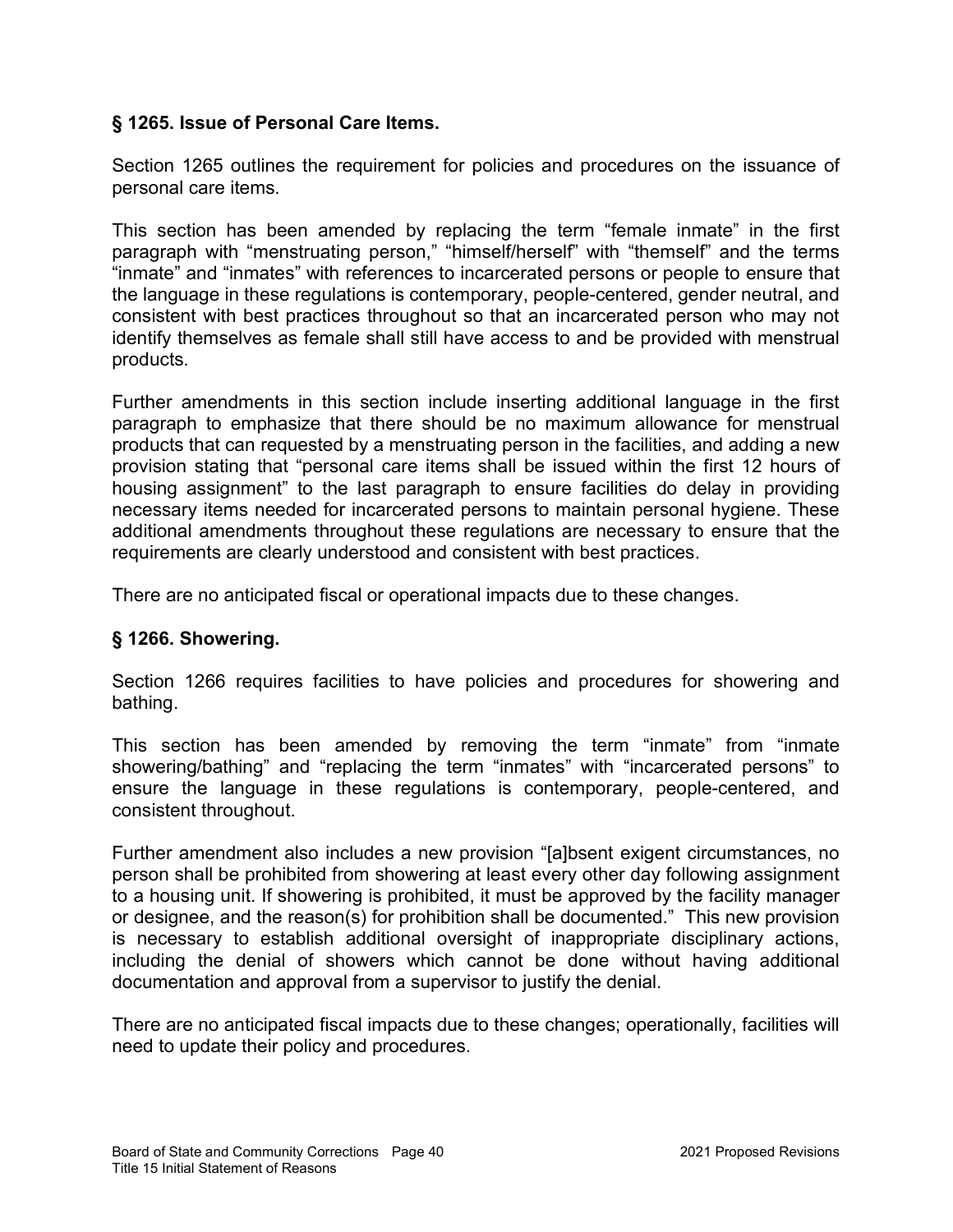### § 1265. Issue of Personal Care Items.

Section 1265 outlines the requirement for policies and procedures on the issuance of personal care items.

This section has been amended by replacing the term "female inmate" in the first paragraph with "menstruating person," "himself/herself" with "themself" and the terms "inmate" and "inmates" with references to incarcerated persons or people to ensure that the language in these regulations is contemporary, people-centered, gender neutral, and consistent with best practices throughout so that an incarcerated person who may not identify themselves as female shall still have access to and be provided with menstrual products.

Further amendments in this section include inserting additional language in the first paragraph to emphasize that there should be no maximum allowance for menstrual products that can requested by a menstruating person in the facilities, and adding a new provision stating that "personal care items shall be issued within the first 12 hours of housing assignment" to the last paragraph to ensure facilities do delay in providing necessary items needed for incarcerated persons to maintain personal hygiene. These additional amendments throughout these regulations are necessary to ensure that the requirements are clearly understood and consistent with best practices.

There are no anticipated fiscal or operational impacts due to these changes.

### § 1266. Showering.

Section 1266 requires facilities to have policies and procedures for showering and bathing.

This section has been amended by removing the term "inmate" from "inmate showering/bathing" and "replacing the term "inmates" with "incarcerated persons" to ensure the language in these regulations is contemporary, people-centered, and consistent throughout.

Further amendment also includes a new provision "[a]bsent exigent circumstances, no person shall be prohibited from showering at least every other day following assignment to a housing unit. If showering is prohibited, it must be approved by the facility manager or designee, and the reason(s) for prohibition shall be documented." This new provision is necessary to establish additional oversight of inappropriate disciplinary actions, including the denial of showers which cannot be done without having additional documentation and approval from a supervisor to justify the denial.

There are no anticipated fiscal impacts due to these changes; operationally, facilities will need to update their policy and procedures.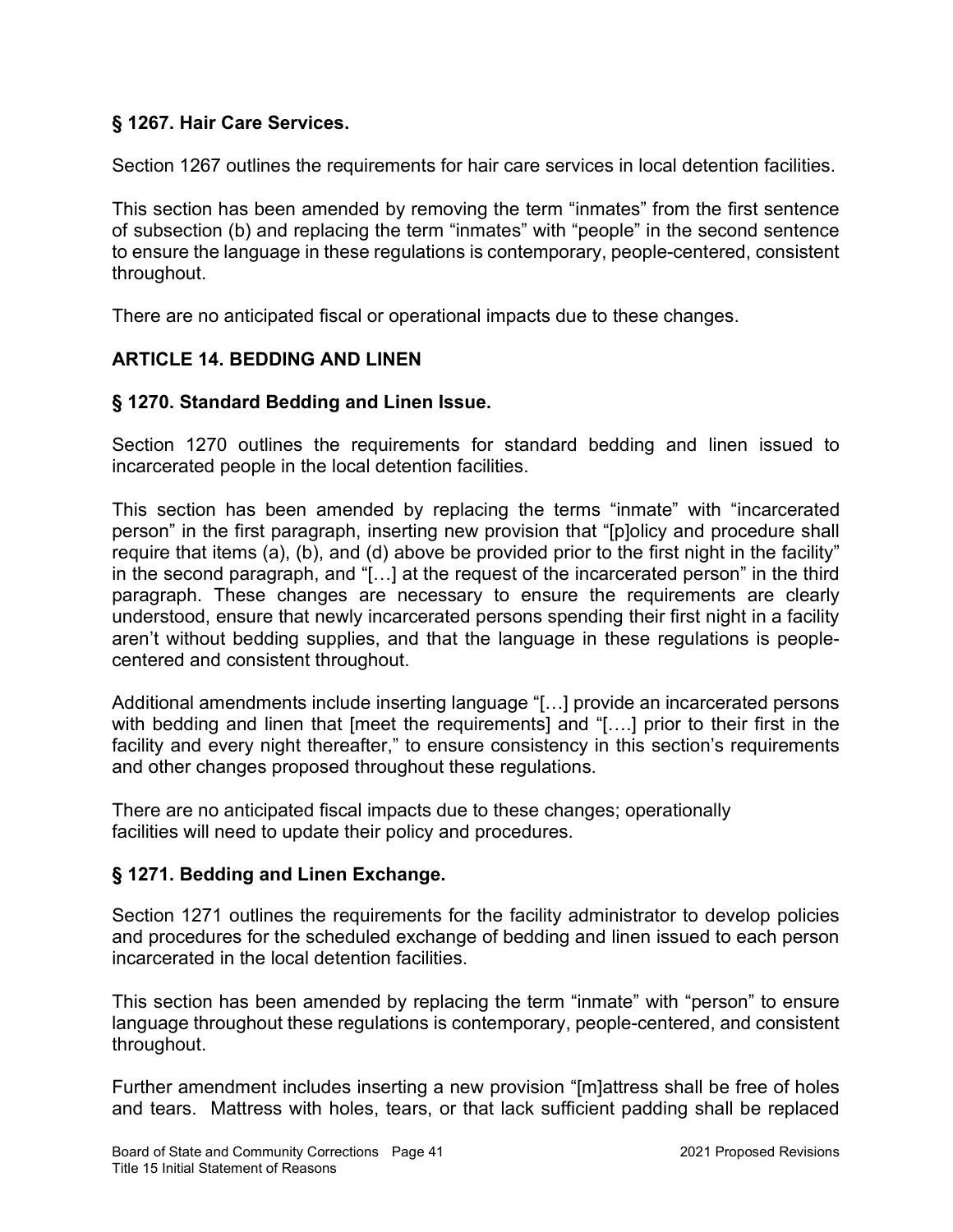### § 1267. Hair Care Services.

Section 1267 outlines the requirements for hair care services in local detention facilities.

This section has been amended by removing the term "inmates" from the first sentence of subsection (b) and replacing the term "inmates" with "people" in the second sentence to ensure the language in these regulations is contemporary, people-centered, consistent throughout.

There are no anticipated fiscal or operational impacts due to these changes.

## ARTICLE 14. BEDDING AND LINEN

### § 1270. Standard Bedding and Linen Issue.

Section 1270 outlines the requirements for standard bedding and linen issued to incarcerated people in the local detention facilities.

This section has been amended by replacing the terms "inmate" with "incarcerated person" in the first paragraph, inserting new provision that "[p]olicy and procedure shall require that items (a), (b), and (d) above be provided prior to the first night in the facility" in the second paragraph, and "[…] at the request of the incarcerated person" in the third paragraph. These changes are necessary to ensure the requirements are clearly understood, ensure that newly incarcerated persons spending their first night in a facility aren't without bedding supplies, and that the language in these regulations is people-centered and consistent throughout.

Additional amendments include inserting language "[…] provide an incarcerated persons with bedding and linen that [meet the requirements] and "[….] prior to their first in the facility and every night thereafter," to ensure consistency in this section's requirements and other changes proposed throughout these regulations.

There are no anticipated fiscal impacts due to these changes; operationally facilities will need to update their policy and procedures.

### § 1271. Bedding and Linen Exchange.

Section 1271 outlines the requirements for the facility administrator to develop policies and procedures for the scheduled exchange of bedding and linen issued to each person incarcerated in the local detention facilities.

This section has been amended by replacing the term "inmate" with "person" to ensure language throughout these regulations is contemporary, people-centered, and consistent throughout.

Further amendment includes inserting a new provision "[m]attress shall be free of holes and tears. Mattress with holes, tears, or that lack sufficient padding shall be replaced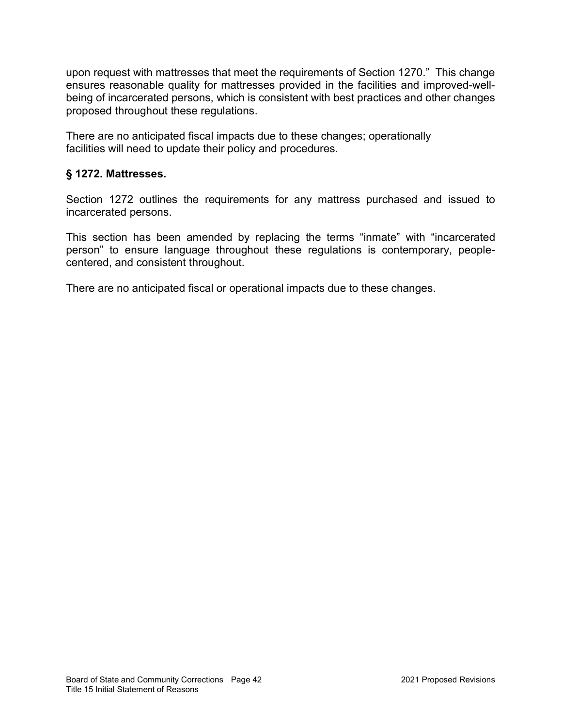upon request with mattresses that meet the requirements of Section 1270." This change ensures reasonable quality for mattresses provided in the facilities and improved-well-being of incarcerated persons, which is consistent with best practices and other changes proposed throughout these regulations.

There are no anticipated fiscal impacts due to these changes; operationally facilities will need to update their policy and procedures.

### § 1272. Mattresses.

Section 1272 outlines the requirements for any mattress purchased and issued to incarcerated persons.

This section has been amended by replacing the terms "inmate" with "incarcerated person" to ensure language throughout these regulations is contemporary, people-centered, and consistent throughout.

There are no anticipated fiscal or operational impacts due to these changes.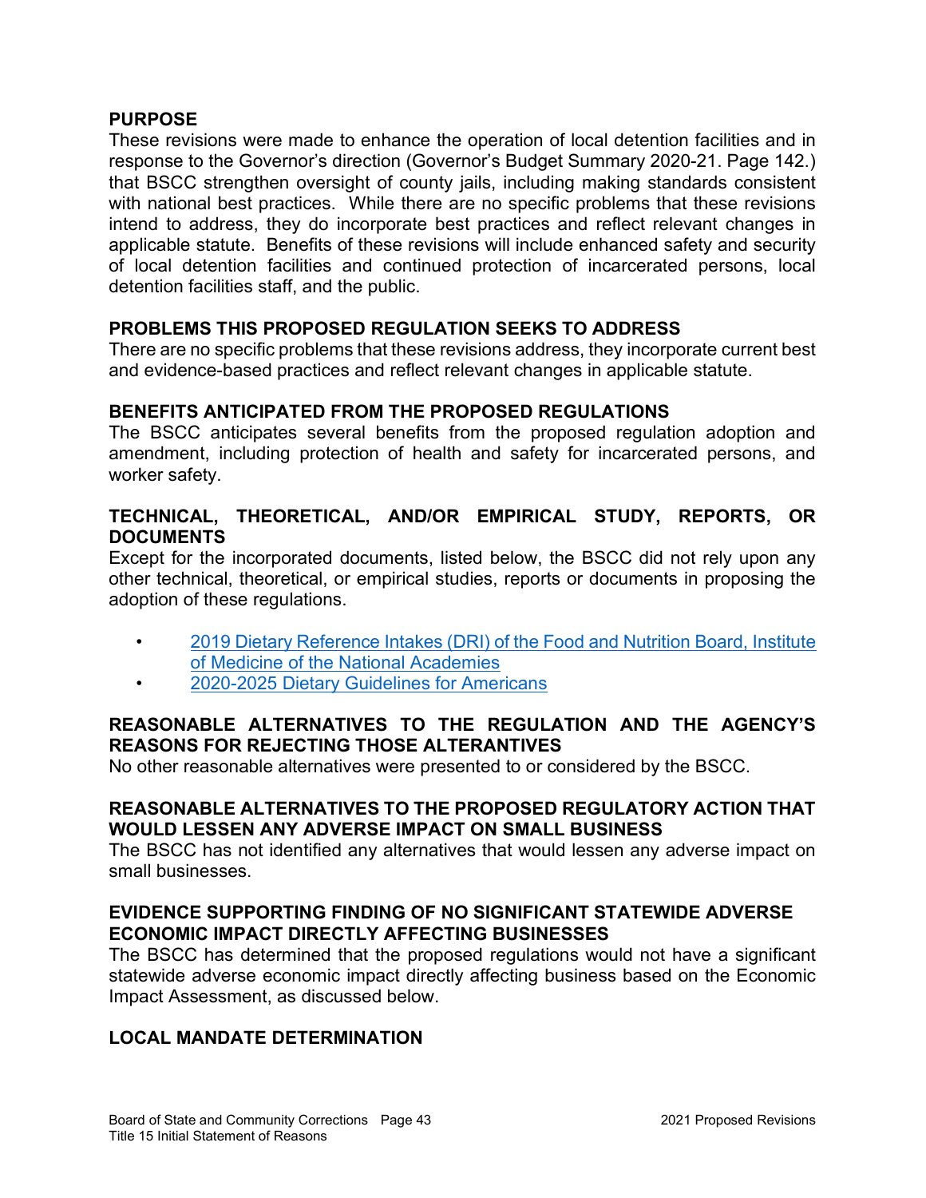**PURPOSE**

These revisions were made to enhance the operation of local detention facilities and in response to the Governor's direction (Governor's Budget Summary 2020-21. Page 142.) that BSCC strengthen oversight of county jails, including making standards consistent with national best practices. While there are no specific problems that these revisions intend to address, they do incorporate best practices and reflect relevant changes in applicable statute. Benefits of these revisions will include enhanced safety and security of local detention facilities and continued protection of incarcerated persons, local detention facilities staff, and the public.

**PROBLEMS THIS PROPOSED REGULATION SEEKS TO ADDRESS**

There are no specific problems that these revisions address, they incorporate current best and evidence-based practices and reflect relevant changes in applicable statute.

**BENEFITS ANTICIPATED FROM THE PROPOSED REGULATIONS**

The BSCC anticipates several benefits from the proposed regulation adoption and amendment, including protection of health and safety for incarcerated persons, and worker safety.

**TECHNICAL, THEORETICAL, AND/OR EMPIRICAL STUDY, REPORTS, OR DOCUMENTS**

Except for the incorporated documents, listed below, the BSCC did not rely upon any other technical, theoretical, or empirical studies, reports or documents in proposing the adoption of these regulations.

- 2019 Dietary Reference Intakes (DRI) of the Food and Nutrition Board, Institute of Medicine of the National Academies
- 2020-2025 Dietary Guidelines for Americans

**REASONABLE ALTERNATIVES TO THE REGULATION AND THE AGENCY'S REASONS FOR REJECTING THOSE ALTERANTIVES**

No other reasonable alternatives were presented to or considered by the BSCC.

**REASONABLE ALTERNATIVES TO THE PROPOSED REGULATORY ACTION THAT WOULD LESSEN ANY ADVERSE IMPACT ON SMALL BUSINESS**

The BSCC has not identified any alternatives that would lessen any adverse impact on small businesses.

**EVIDENCE SUPPORTING FINDING OF NO SIGNIFICANT STATEWIDE ADVERSE ECONOMIC IMPACT DIRECTLY AFFECTING BUSINESSES**

The BSCC has determined that the proposed regulations would not have a significant statewide adverse economic impact directly affecting business based on the Economic Impact Assessment, as discussed below.

**LOCAL MANDATE DETERMINATION**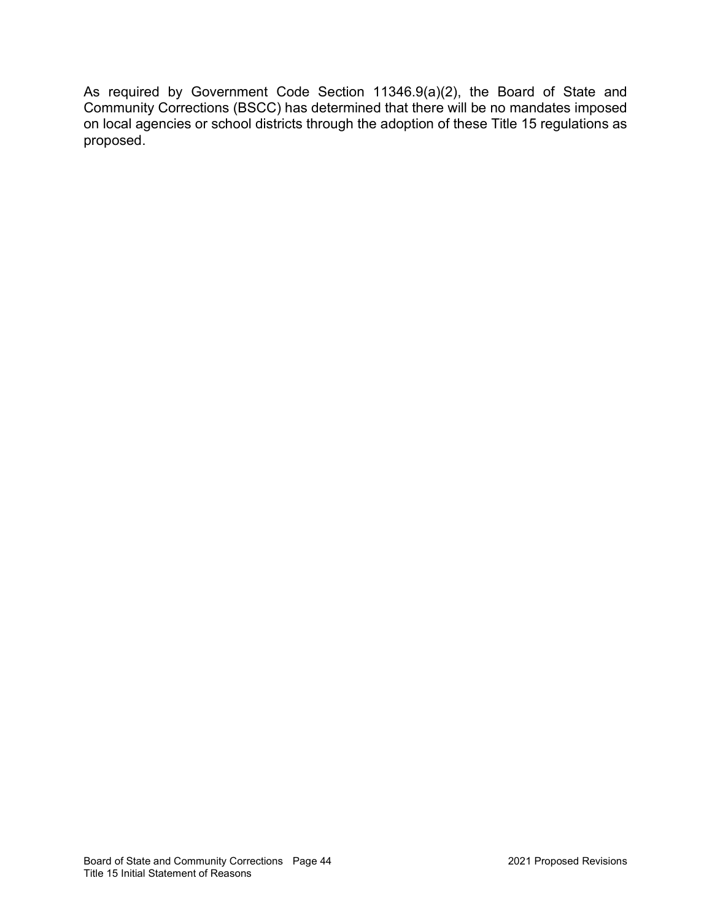As required by Government Code Section 11346.9(a)(2), the Board of State and Community Corrections (BSCC) has determined that there will be no mandates imposed on local agencies or school districts through the adoption of these Title 15 regulations as proposed.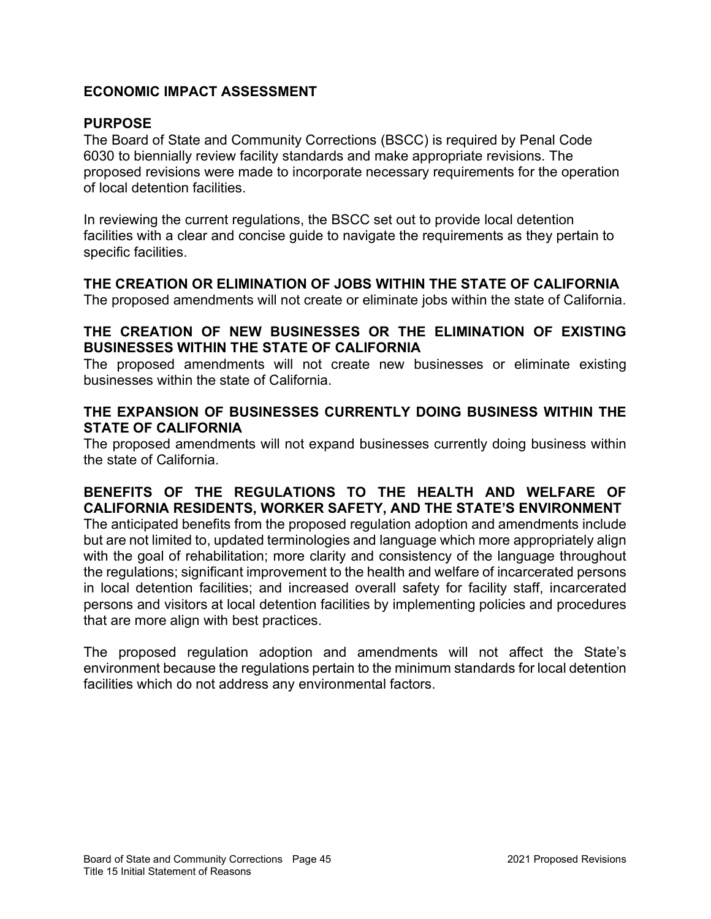## ECONOMIC IMPACT ASSESSMENT

### PURPOSE

The Board of State and Community Corrections (BSCC) is required by Penal Code 6030 to biennially review facility standards and make appropriate revisions. The proposed revisions were made to incorporate necessary requirements for the operation of local detention facilities.

In reviewing the current regulations, the BSCC set out to provide local detention facilities with a clear and concise guide to navigate the requirements as they pertain to specific facilities.

### THE CREATION OR ELIMINATION OF JOBS WITHIN THE STATE OF CALIFORNIA

The proposed amendments will not create or eliminate jobs within the state of California.

### THE CREATION OF NEW BUSINESSES OR THE ELIMINATION OF EXISTING BUSINESSES WITHIN THE STATE OF CALIFORNIA

The proposed amendments will not create new businesses or eliminate existing businesses within the state of California.

### THE EXPANSION OF BUSINESSES CURRENTLY DOING BUSINESS WITHIN THE STATE OF CALIFORNIA

The proposed amendments will not expand businesses currently doing business within the state of California.

### BENEFITS OF THE REGULATIONS TO THE HEALTH AND WELFARE OF CALIFORNIA RESIDENTS, WORKER SAFETY, AND THE STATE'S ENVIRONMENT

The anticipated benefits from the proposed regulation adoption and amendments include but are not limited to, updated terminologies and language which more appropriately align with the goal of rehabilitation; more clarity and consistency of the language throughout the regulations; significant improvement to the health and welfare of incarcerated persons in local detention facilities; and increased overall safety for facility staff, incarcerated persons and visitors at local detention facilities by implementing policies and procedures that are more align with best practices.

The proposed regulation adoption and amendments will not affect the State's environment because the regulations pertain to the minimum standards for local detention facilities which do not address any environmental factors.